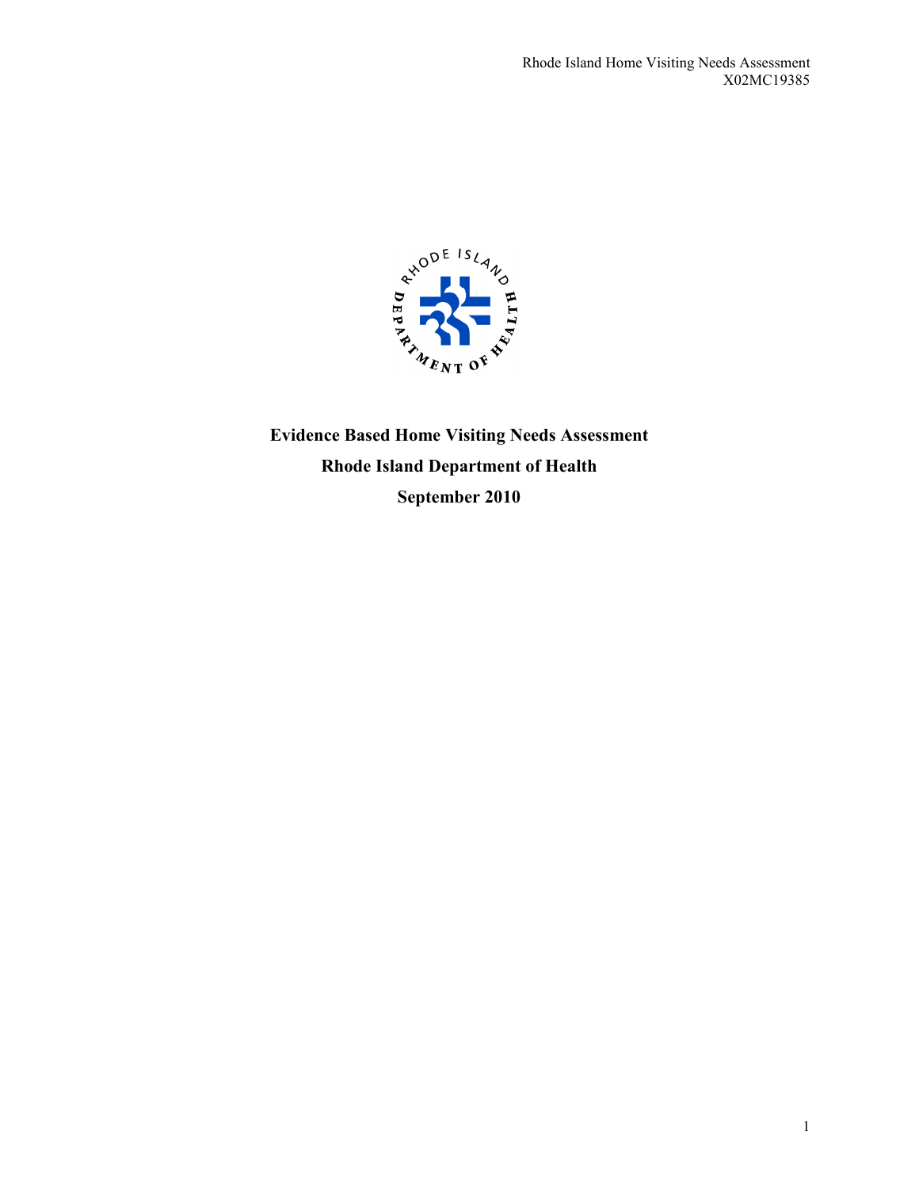# Evidence Based Home Visiting Needs Assessment

## Rhode Island Department of Health

## September 2010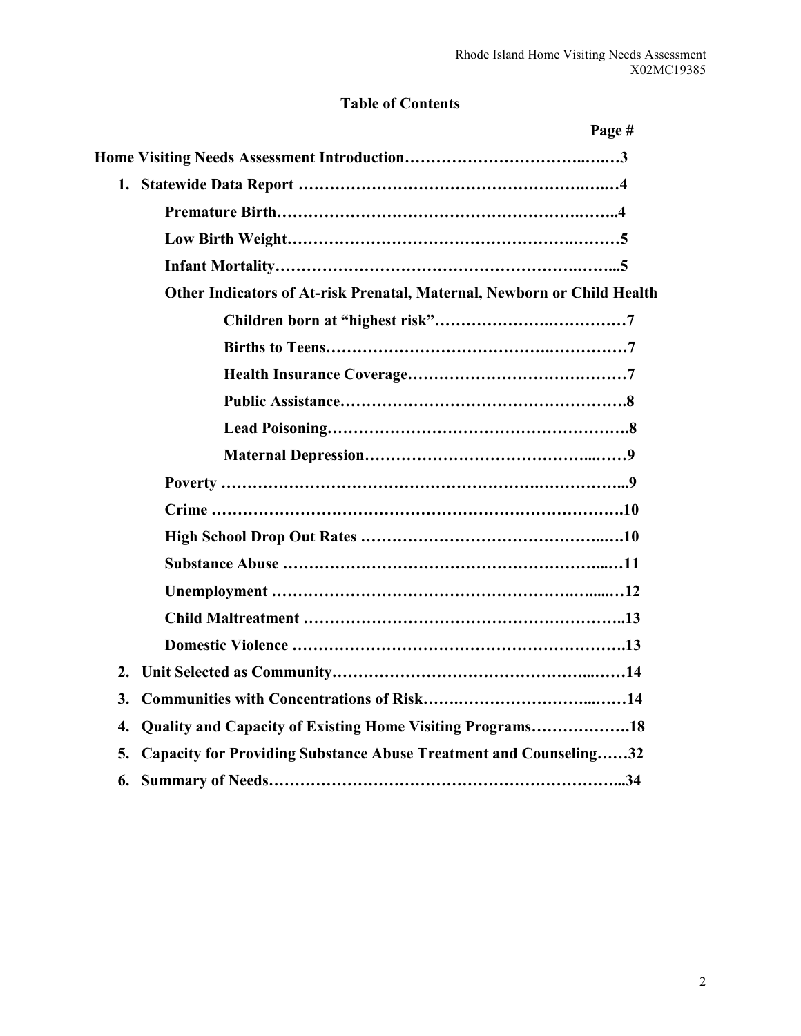## Table of Contents

| | Page # |
|---|---|
| **Home Visiting Needs Assessment Introduction** | **3** |
| **1. Statewide Data Report** | **4** |
| **Premature Birth** | **4** |
| **Low Birth Weight** | **5** |
| **Infant Mortality** | **5** |
| **Other Indicators of At-risk Prenatal, Maternal, Newborn or Child Health** | |
| **Children born at "highest risk"** | **7** |
| **Births to Teens** | **7** |
| **Health Insurance Coverage** | **7** |
| **Public Assistance** | **8** |
| **Lead Poisoning** | **8** |
| **Maternal Depression** | **9** |
| **Poverty** | **9** |
| **Crime** | **10** |
| **High School Drop Out Rates** | **10** |
| **Substance Abuse** | **11** |
| **Unemployment** | **12** |
| **Child Maltreatment** | **13** |
| **Domestic Violence** | **13** |
| **2. Unit Selected as Community** | **14** |
| **3. Communities with Concentrations of Risk** | **14** |
| **4. Quality and Capacity of Existing Home Visiting Programs** | **18** |
| **5. Capacity for Providing Substance Abuse Treatment and Counseling** | **32** |
| **6. Summary of Needs** | **34** |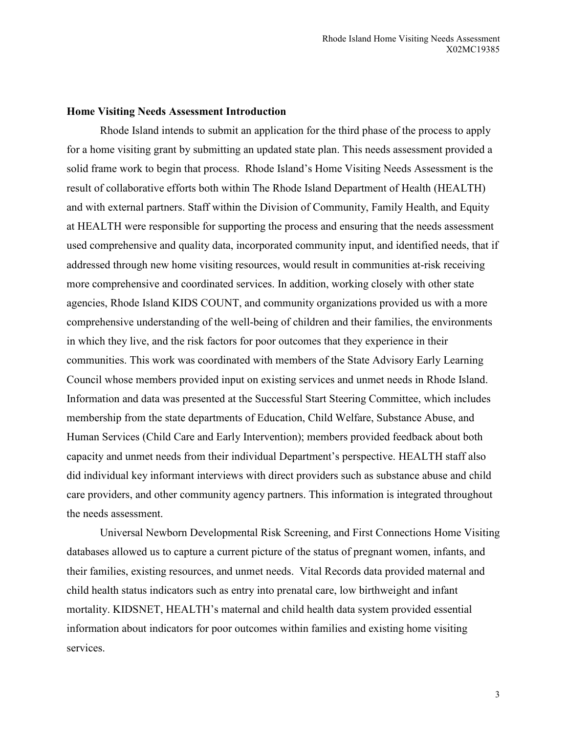## Home Visiting Needs Assessment Introduction

Rhode Island intends to submit an application for the third phase of the process to apply for a home visiting grant by submitting an updated state plan. This needs assessment provided a solid frame work to begin that process. Rhode Island's Home Visiting Needs Assessment is the result of collaborative efforts both within The Rhode Island Department of Health (HEALTH) and with external partners. Staff within the Division of Community, Family Health, and Equity at HEALTH were responsible for supporting the process and ensuring that the needs assessment used comprehensive and quality data, incorporated community input, and identified needs, that if addressed through new home visiting resources, would result in communities at-risk receiving more comprehensive and coordinated services. In addition, working closely with other state agencies, Rhode Island KIDS COUNT, and community organizations provided us with a more comprehensive understanding of the well-being of children and their families, the environments in which they live, and the risk factors for poor outcomes that they experience in their communities. This work was coordinated with members of the State Advisory Early Learning Council whose members provided input on existing services and unmet needs in Rhode Island. Information and data was presented at the Successful Start Steering Committee, which includes membership from the state departments of Education, Child Welfare, Substance Abuse, and Human Services (Child Care and Early Intervention); members provided feedback about both capacity and unmet needs from their individual Department's perspective. HEALTH staff also did individual key informant interviews with direct providers such as substance abuse and child care providers, and other community agency partners. This information is integrated throughout the needs assessment.

Universal Newborn Developmental Risk Screening, and First Connections Home Visiting databases allowed us to capture a current picture of the status of pregnant women, infants, and their families, existing resources, and unmet needs. Vital Records data provided maternal and child health status indicators such as entry into prenatal care, low birthweight and infant mortality. KIDSNET, HEALTH's maternal and child health data system provided essential information about indicators for poor outcomes within families and existing home visiting services.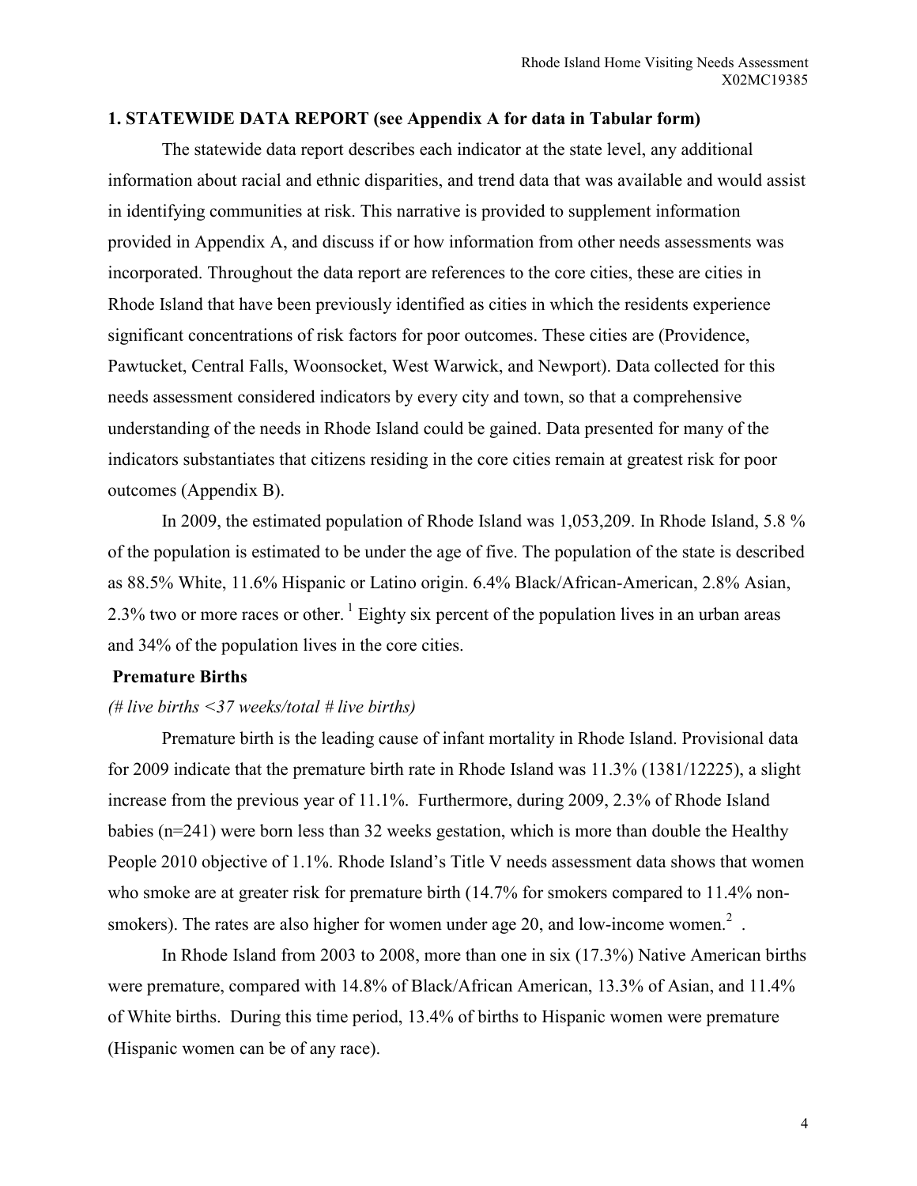## 1. STATEWIDE DATA REPORT (see Appendix A for data in Tabular form)

The statewide data report describes each indicator at the state level, any additional information about racial and ethnic disparities, and trend data that was available and would assist in identifying communities at risk. This narrative is provided to supplement information provided in Appendix A, and discuss if or how information from other needs assessments was incorporated. Throughout the data report are references to the core cities, these are cities in Rhode Island that have been previously identified as cities in which the residents experience significant concentrations of risk factors for poor outcomes. These cities are (Providence, Pawtucket, Central Falls, Woonsocket, West Warwick, and Newport). Data collected for this needs assessment considered indicators by every city and town, so that a comprehensive understanding of the needs in Rhode Island could be gained. Data presented for many of the indicators substantiates that citizens residing in the core cities remain at greatest risk for poor outcomes (Appendix B).

In 2009, the estimated population of Rhode Island was 1,053,209. In Rhode Island, 5.8 % of the population is estimated to be under the age of five. The population of the state is described as 88.5% White, 11.6% Hispanic or Latino origin. 6.4% Black/African-American, 2.8% Asian, 2.3% two or more races or other. [1] Eighty six percent of the population lives in an urban areas and 34% of the population lives in the core cities.

### Premature Births

*(# live births <37 weeks/total # live births)*

Premature birth is the leading cause of infant mortality in Rhode Island. Provisional data for 2009 indicate that the premature birth rate in Rhode Island was 11.3% (1381/12225), a slight increase from the previous year of 11.1%. Furthermore, during 2009, 2.3% of Rhode Island babies (n=241) were born less than 32 weeks gestation, which is more than double the Healthy People 2010 objective of 1.1%. Rhode Island's Title V needs assessment data shows that women who smoke are at greater risk for premature birth (14.7% for smokers compared to 11.4% non-smokers). The rates are also higher for women under age 20, and low-income women.[2] .

In Rhode Island from 2003 to 2008, more than one in six (17.3%) Native American births were premature, compared with 14.8% of Black/African American, 13.3% of Asian, and 11.4% of White births. During this time period, 13.4% of births to Hispanic women were premature (Hispanic women can be of any race).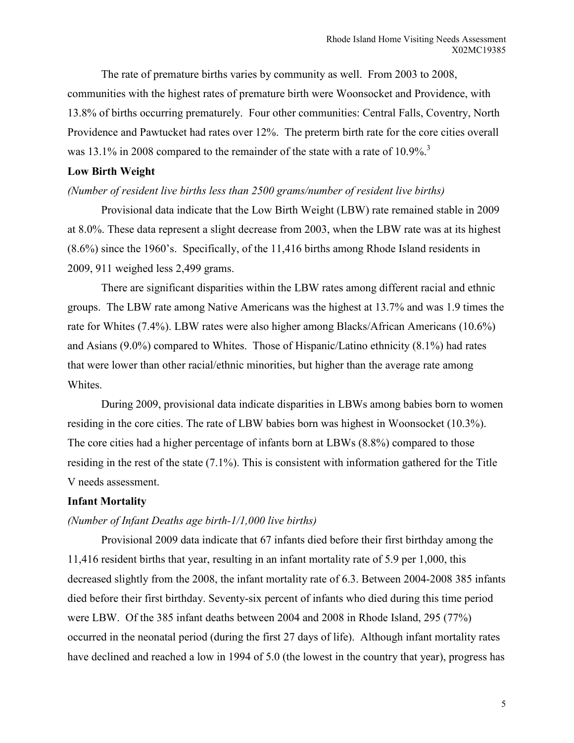The rate of premature births varies by community as well. From 2003 to 2008, communities with the highest rates of premature birth were Woonsocket and Providence, with 13.8% of births occurring prematurely. Four other communities: Central Falls, Coventry, North Providence and Pawtucket had rates over 12%. The preterm birth rate for the core cities overall was 13.1% in 2008 compared to the remainder of the state with a rate of 10.9%.[3]

**Low Birth Weight**

*(Number of resident live births less than 2500 grams/number of resident live births)*

Provisional data indicate that the Low Birth Weight (LBW) rate remained stable in 2009 at 8.0%. These data represent a slight decrease from 2003, when the LBW rate was at its highest (8.6%) since the 1960's. Specifically, of the 11,416 births among Rhode Island residents in 2009, 911 weighed less 2,499 grams.

There are significant disparities within the LBW rates among different racial and ethnic groups. The LBW rate among Native Americans was the highest at 13.7% and was 1.9 times the rate for Whites (7.4%). LBW rates were also higher among Blacks/African Americans (10.6%) and Asians (9.0%) compared to Whites. Those of Hispanic/Latino ethnicity (8.1%) had rates that were lower than other racial/ethnic minorities, but higher than the average rate among Whites.

During 2009, provisional data indicate disparities in LBWs among babies born to women residing in the core cities. The rate of LBW babies born was highest in Woonsocket (10.3%). The core cities had a higher percentage of infants born at LBWs (8.8%) compared to those residing in the rest of the state (7.1%). This is consistent with information gathered for the Title V needs assessment.

**Infant Mortality**

*(Number of Infant Deaths age birth-1/1,000 live births)*

Provisional 2009 data indicate that 67 infants died before their first birthday among the 11,416 resident births that year, resulting in an infant mortality rate of 5.9 per 1,000, this decreased slightly from the 2008, the infant mortality rate of 6.3. Between 2004-2008 385 infants died before their first birthday. Seventy-six percent of infants who died during this time period were LBW. Of the 385 infant deaths between 2004 and 2008 in Rhode Island, 295 (77%) occurred in the neonatal period (during the first 27 days of life). Although infant mortality rates have declined and reached a low in 1994 of 5.0 (the lowest in the country that year), progress has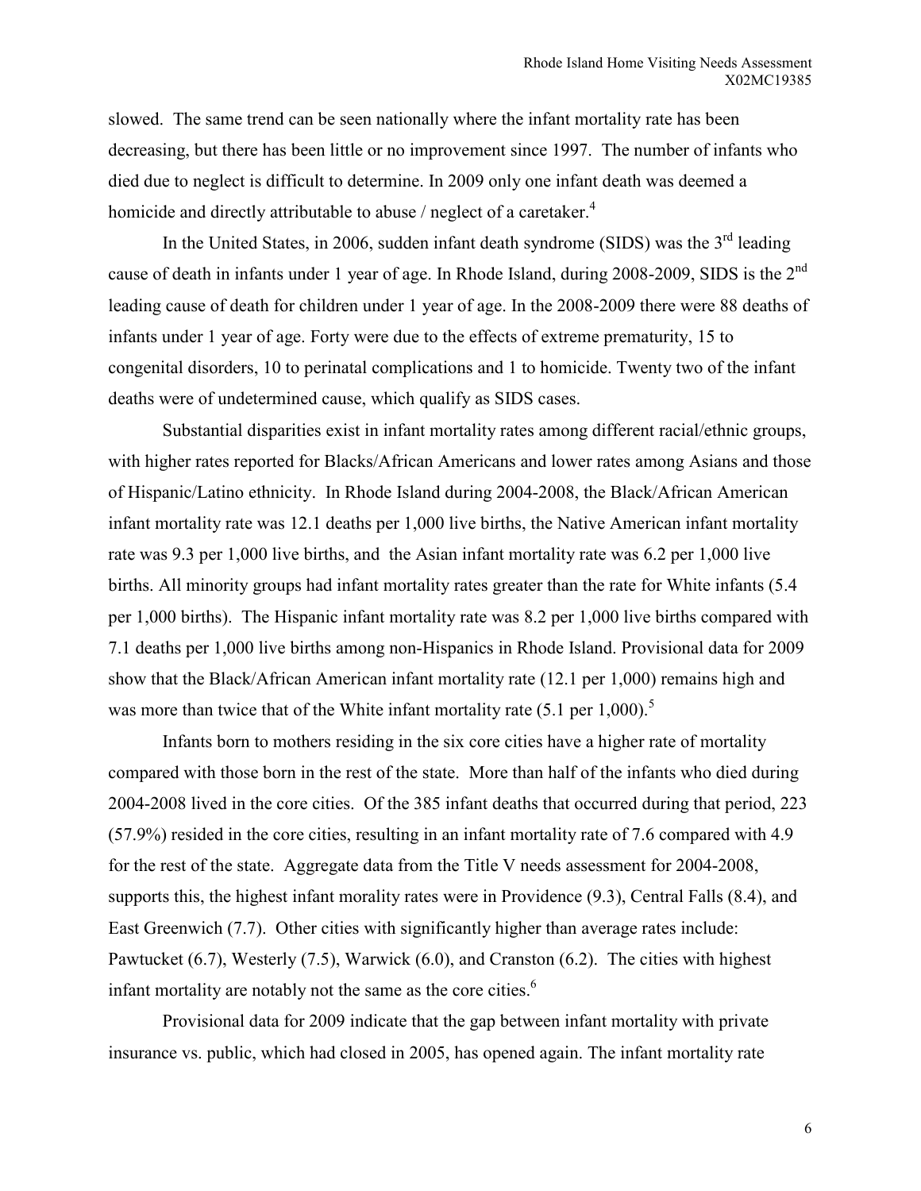slowed. The same trend can be seen nationally where the infant mortality rate has been decreasing, but there has been little or no improvement since 1997. The number of infants who died due to neglect is difficult to determine. In 2009 only one infant death was deemed a homicide and directly attributable to abuse / neglect of a caretaker.[4]

In the United States, in 2006, sudden infant death syndrome (SIDS) was the 3rd leading cause of death in infants under 1 year of age. In Rhode Island, during 2008-2009, SIDS is the 2nd leading cause of death for children under 1 year of age. In the 2008-2009 there were 88 deaths of infants under 1 year of age. Forty were due to the effects of extreme prematurity, 15 to congenital disorders, 10 to perinatal complications and 1 to homicide. Twenty two of the infant deaths were of undetermined cause, which qualify as SIDS cases.

Substantial disparities exist in infant mortality rates among different racial/ethnic groups, with higher rates reported for Blacks/African Americans and lower rates among Asians and those of Hispanic/Latino ethnicity. In Rhode Island during 2004-2008, the Black/African American infant mortality rate was 12.1 deaths per 1,000 live births, the Native American infant mortality rate was 9.3 per 1,000 live births, and the Asian infant mortality rate was 6.2 per 1,000 live births. All minority groups had infant mortality rates greater than the rate for White infants (5.4 per 1,000 births). The Hispanic infant mortality rate was 8.2 per 1,000 live births compared with 7.1 deaths per 1,000 live births among non-Hispanics in Rhode Island. Provisional data for 2009 show that the Black/African American infant mortality rate (12.1 per 1,000) remains high and was more than twice that of the White infant mortality rate (5.1 per 1,000).[5]

Infants born to mothers residing in the six core cities have a higher rate of mortality compared with those born in the rest of the state. More than half of the infants who died during 2004-2008 lived in the core cities. Of the 385 infant deaths that occurred during that period, 223 (57.9%) resided in the core cities, resulting in an infant mortality rate of 7.6 compared with 4.9 for the rest of the state. Aggregate data from the Title V needs assessment for 2004-2008, supports this, the highest infant morality rates were in Providence (9.3), Central Falls (8.4), and East Greenwich (7.7). Other cities with significantly higher than average rates include: Pawtucket (6.7), Westerly (7.5), Warwick (6.0), and Cranston (6.2). The cities with highest infant mortality are notably not the same as the core cities.[6]

Provisional data for 2009 indicate that the gap between infant mortality with private insurance vs. public, which had closed in 2005, has opened again. The infant mortality rate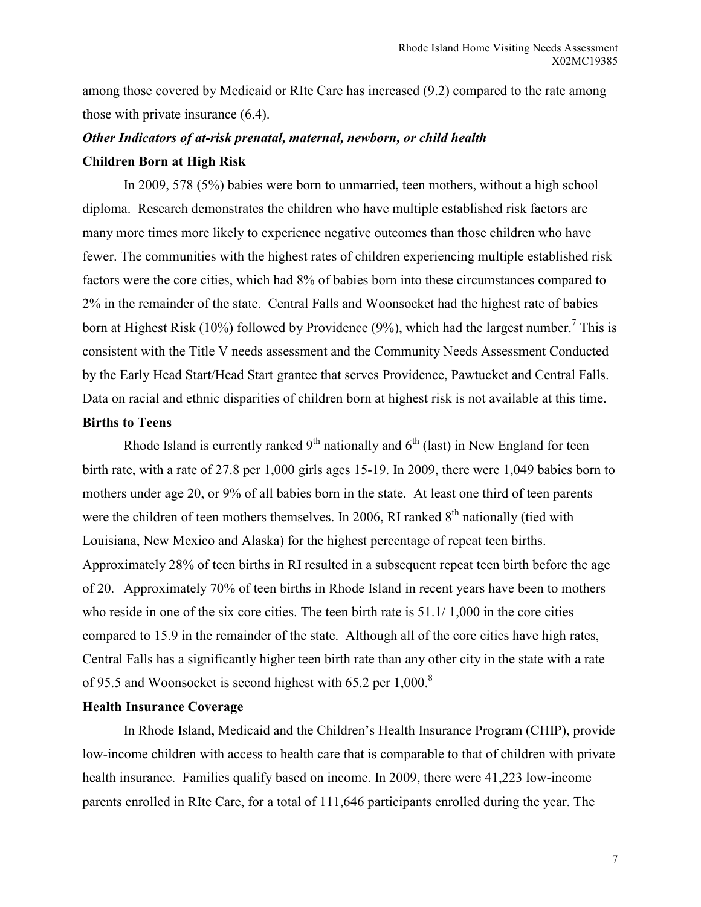among those covered by Medicaid or RIte Care has increased (9.2) compared to the rate among those with private insurance (6.4).

***Other Indicators of at-risk prenatal, maternal, newborn, or child health***

**Children Born at High Risk**

In 2009, 578 (5%) babies were born to unmarried, teen mothers, without a high school diploma. Research demonstrates the children who have multiple established risk factors are many more times more likely to experience negative outcomes than those children who have fewer. The communities with the highest rates of children experiencing multiple established risk factors were the core cities, which had 8% of babies born into these circumstances compared to 2% in the remainder of the state. Central Falls and Woonsocket had the highest rate of babies born at Highest Risk (10%) followed by Providence (9%), which had the largest number.[7] This is consistent with the Title V needs assessment and the Community Needs Assessment Conducted by the Early Head Start/Head Start grantee that serves Providence, Pawtucket and Central Falls. Data on racial and ethnic disparities of children born at highest risk is not available at this time.

**Births to Teens**

Rhode Island is currently ranked 9th nationally and 6th (last) in New England for teen birth rate, with a rate of 27.8 per 1,000 girls ages 15-19. In 2009, there were 1,049 babies born to mothers under age 20, or 9% of all babies born in the state. At least one third of teen parents were the children of teen mothers themselves. In 2006, RI ranked 8th nationally (tied with Louisiana, New Mexico and Alaska) for the highest percentage of repeat teen births. Approximately 28% of teen births in RI resulted in a subsequent repeat teen birth before the age of 20. Approximately 70% of teen births in Rhode Island in recent years have been to mothers who reside in one of the six core cities. The teen birth rate is 51.1/ 1,000 in the core cities compared to 15.9 in the remainder of the state. Although all of the core cities have high rates, Central Falls has a significantly higher teen birth rate than any other city in the state with a rate of 95.5 and Woonsocket is second highest with 65.2 per 1,000.[8]

**Health Insurance Coverage**

In Rhode Island, Medicaid and the Children's Health Insurance Program (CHIP), provide low-income children with access to health care that is comparable to that of children with private health insurance. Families qualify based on income. In 2009, there were 41,223 low-income parents enrolled in RIte Care, for a total of 111,646 participants enrolled during the year. The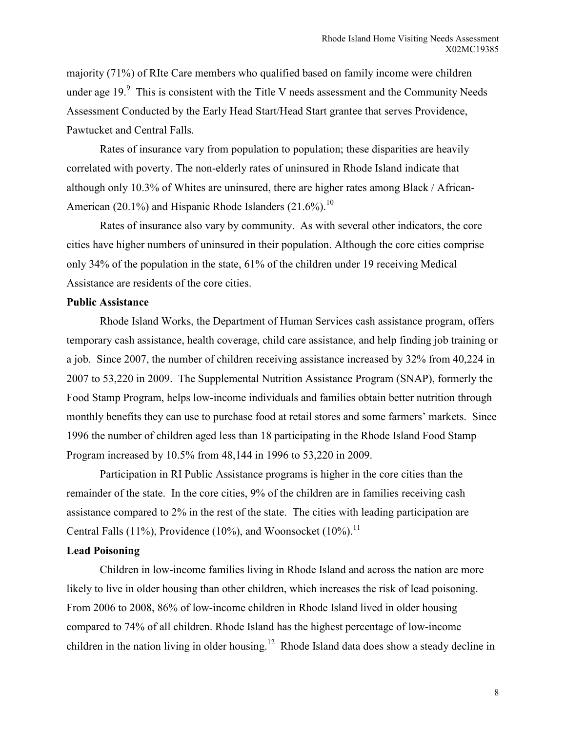majority (71%) of RIte Care members who qualified based on family income were children under age 19.[9] This is consistent with the Title V needs assessment and the Community Needs Assessment Conducted by the Early Head Start/Head Start grantee that serves Providence, Pawtucket and Central Falls.

Rates of insurance vary from population to population; these disparities are heavily correlated with poverty. The non-elderly rates of uninsured in Rhode Island indicate that although only 10.3% of Whites are uninsured, there are higher rates among Black / African-American (20.1%) and Hispanic Rhode Islanders (21.6%).[10]

Rates of insurance also vary by community. As with several other indicators, the core cities have higher numbers of uninsured in their population. Although the core cities comprise only 34% of the population in the state, 61% of the children under 19 receiving Medical Assistance are residents of the core cities.

**Public Assistance**

Rhode Island Works, the Department of Human Services cash assistance program, offers temporary cash assistance, health coverage, child care assistance, and help finding job training or a job. Since 2007, the number of children receiving assistance increased by 32% from 40,224 in 2007 to 53,220 in 2009. The Supplemental Nutrition Assistance Program (SNAP), formerly the Food Stamp Program, helps low-income individuals and families obtain better nutrition through monthly benefits they can use to purchase food at retail stores and some farmers' markets. Since 1996 the number of children aged less than 18 participating in the Rhode Island Food Stamp Program increased by 10.5% from 48,144 in 1996 to 53,220 in 2009.

Participation in RI Public Assistance programs is higher in the core cities than the remainder of the state. In the core cities, 9% of the children are in families receiving cash assistance compared to 2% in the rest of the state. The cities with leading participation are Central Falls (11%), Providence (10%), and Woonsocket (10%).[11]

**Lead Poisoning**

Children in low-income families living in Rhode Island and across the nation are more likely to live in older housing than other children, which increases the risk of lead poisoning. From 2006 to 2008, 86% of low-income children in Rhode Island lived in older housing compared to 74% of all children. Rhode Island has the highest percentage of low-income children in the nation living in older housing.[12] Rhode Island data does show a steady decline in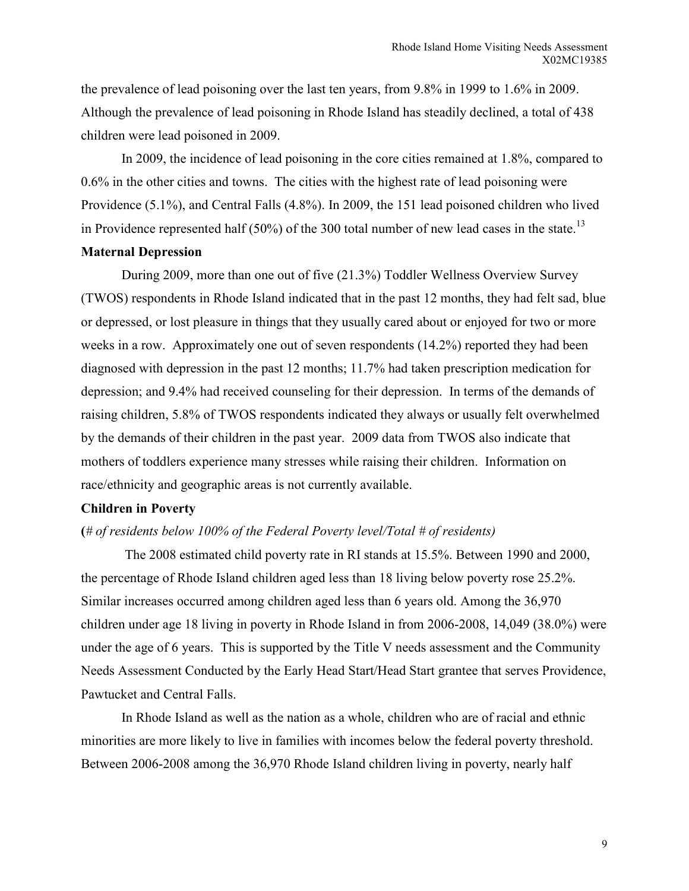the prevalence of lead poisoning over the last ten years, from 9.8% in 1999 to 1.6% in 2009. Although the prevalence of lead poisoning in Rhode Island has steadily declined, a total of 438 children were lead poisoned in 2009.

In 2009, the incidence of lead poisoning in the core cities remained at 1.8%, compared to 0.6% in the other cities and towns. The cities with the highest rate of lead poisoning were Providence (5.1%), and Central Falls (4.8%). In 2009, the 151 lead poisoned children who lived in Providence represented half (50%) of the 300 total number of new lead cases in the state.[13]

**Maternal Depression**

During 2009, more than one out of five (21.3%) Toddler Wellness Overview Survey (TWOS) respondents in Rhode Island indicated that in the past 12 months, they had felt sad, blue or depressed, or lost pleasure in things that they usually cared about or enjoyed for two or more weeks in a row. Approximately one out of seven respondents (14.2%) reported they had been diagnosed with depression in the past 12 months; 11.7% had taken prescription medication for depression; and 9.4% had received counseling for their depression. In terms of the demands of raising children, 5.8% of TWOS respondents indicated they always or usually felt overwhelmed by the demands of their children in the past year. 2009 data from TWOS also indicate that mothers of toddlers experience many stresses while raising their children. Information on race/ethnicity and geographic areas is not currently available.

**Children in Poverty**

**(***# of residents below 100% of the Federal Poverty level/Total # of residents)*

The 2008 estimated child poverty rate in RI stands at 15.5%. Between 1990 and 2000, the percentage of Rhode Island children aged less than 18 living below poverty rose 25.2%. Similar increases occurred among children aged less than 6 years old. Among the 36,970 children under age 18 living in poverty in Rhode Island in from 2006-2008, 14,049 (38.0%) were under the age of 6 years. This is supported by the Title V needs assessment and the Community Needs Assessment Conducted by the Early Head Start/Head Start grantee that serves Providence, Pawtucket and Central Falls.

In Rhode Island as well as the nation as a whole, children who are of racial and ethnic minorities are more likely to live in families with incomes below the federal poverty threshold. Between 2006-2008 among the 36,970 Rhode Island children living in poverty, nearly half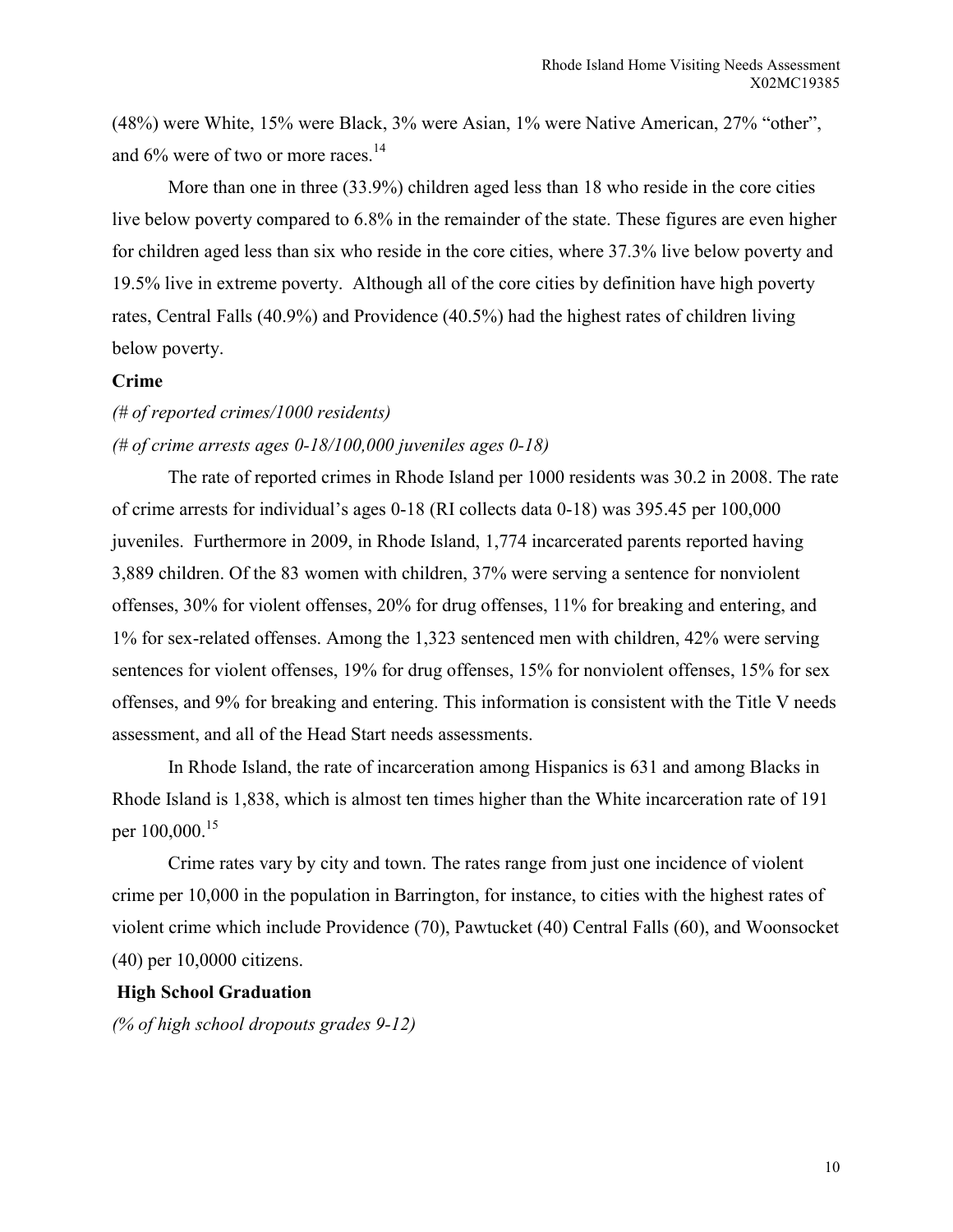(48%) were White, 15% were Black, 3% were Asian, 1% were Native American, 27% "other", and 6% were of two or more races.[14]

More than one in three (33.9%) children aged less than 18 who reside in the core cities live below poverty compared to 6.8% in the remainder of the state. These figures are even higher for children aged less than six who reside in the core cities, where 37.3% live below poverty and 19.5% live in extreme poverty. Although all of the core cities by definition have high poverty rates, Central Falls (40.9%) and Providence (40.5%) had the highest rates of children living below poverty.

**Crime**

*(# of reported crimes/1000 residents)*

*(# of crime arrests ages 0-18/100,000 juveniles ages 0-18)*

The rate of reported crimes in Rhode Island per 1000 residents was 30.2 in 2008. The rate of crime arrests for individual's ages 0-18 (RI collects data 0-18) was 395.45 per 100,000 juveniles. Furthermore in 2009, in Rhode Island, 1,774 incarcerated parents reported having 3,889 children. Of the 83 women with children, 37% were serving a sentence for nonviolent offenses, 30% for violent offenses, 20% for drug offenses, 11% for breaking and entering, and 1% for sex-related offenses. Among the 1,323 sentenced men with children, 42% were serving sentences for violent offenses, 19% for drug offenses, 15% for nonviolent offenses, 15% for sex offenses, and 9% for breaking and entering. This information is consistent with the Title V needs assessment, and all of the Head Start needs assessments.

In Rhode Island, the rate of incarceration among Hispanics is 631 and among Blacks in Rhode Island is 1,838, which is almost ten times higher than the White incarceration rate of 191 per 100,000.[15]

Crime rates vary by city and town. The rates range from just one incidence of violent crime per 10,000 in the population in Barrington, for instance, to cities with the highest rates of violent crime which include Providence (70), Pawtucket (40) Central Falls (60), and Woonsocket (40) per 10,0000 citizens.

**High School Graduation**

*(% of high school dropouts grades 9-12)*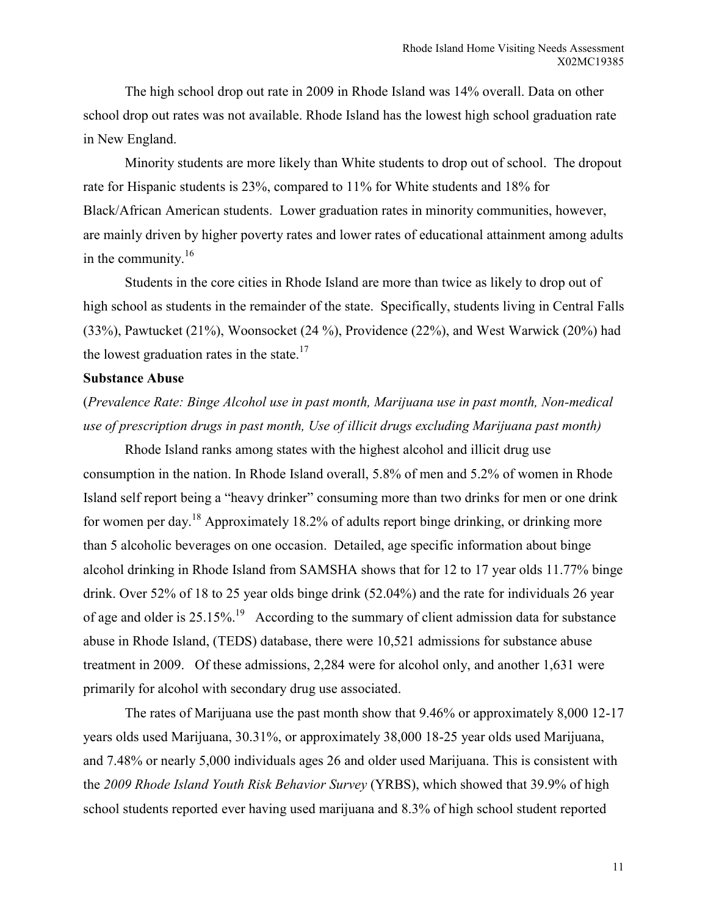The high school drop out rate in 2009 in Rhode Island was 14% overall. Data on other school drop out rates was not available. Rhode Island has the lowest high school graduation rate in New England.

Minority students are more likely than White students to drop out of school. The dropout rate for Hispanic students is 23%, compared to 11% for White students and 18% for Black/African American students. Lower graduation rates in minority communities, however, are mainly driven by higher poverty rates and lower rates of educational attainment among adults in the community.[16]

Students in the core cities in Rhode Island are more than twice as likely to drop out of high school as students in the remainder of the state. Specifically, students living in Central Falls (33%), Pawtucket (21%), Woonsocket (24 %), Providence (22%), and West Warwick (20%) had the lowest graduation rates in the state.[17]

**Substance Abuse**

(*Prevalence Rate: Binge Alcohol use in past month, Marijuana use in past month, Non-medical use of prescription drugs in past month, Use of illicit drugs excluding Marijuana past month)*

Rhode Island ranks among states with the highest alcohol and illicit drug use consumption in the nation. In Rhode Island overall, 5.8% of men and 5.2% of women in Rhode Island self report being a "heavy drinker" consuming more than two drinks for men or one drink for women per day.[18] Approximately 18.2% of adults report binge drinking, or drinking more than 5 alcoholic beverages on one occasion. Detailed, age specific information about binge alcohol drinking in Rhode Island from SAMSHA shows that for 12 to 17 year olds 11.77% binge drink. Over 52% of 18 to 25 year olds binge drink (52.04%) and the rate for individuals 26 year of age and older is 25.15%.[19] According to the summary of client admission data for substance abuse in Rhode Island, (TEDS) database, there were 10,521 admissions for substance abuse treatment in 2009. Of these admissions, 2,284 were for alcohol only, and another 1,631 were primarily for alcohol with secondary drug use associated.

The rates of Marijuana use the past month show that 9.46% or approximately 8,000 12-17 years olds used Marijuana, 30.31%, or approximately 38,000 18-25 year olds used Marijuana, and 7.48% or nearly 5,000 individuals ages 26 and older used Marijuana. This is consistent with the *2009 Rhode Island Youth Risk Behavior Survey* (YRBS), which showed that 39.9% of high school students reported ever having used marijuana and 8.3% of high school student reported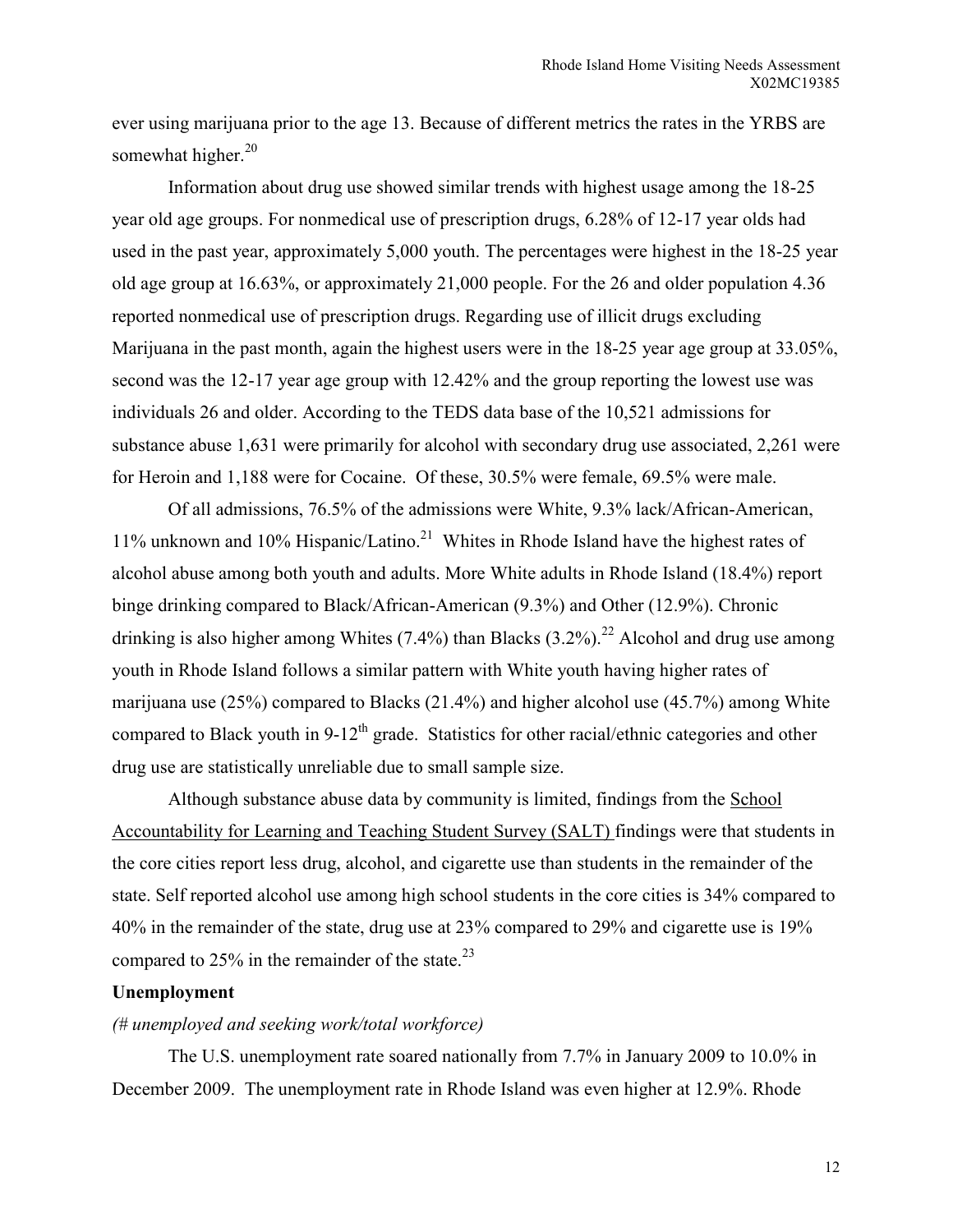ever using marijuana prior to the age 13. Because of different metrics the rates in the YRBS are somewhat higher.[20]

Information about drug use showed similar trends with highest usage among the 18-25 year old age groups. For nonmedical use of prescription drugs, 6.28% of 12-17 year olds had used in the past year, approximately 5,000 youth. The percentages were highest in the 18-25 year old age group at 16.63%, or approximately 21,000 people. For the 26 and older population 4.36 reported nonmedical use of prescription drugs. Regarding use of illicit drugs excluding Marijuana in the past month, again the highest users were in the 18-25 year age group at 33.05%, second was the 12-17 year age group with 12.42% and the group reporting the lowest use was individuals 26 and older. According to the TEDS data base of the 10,521 admissions for substance abuse 1,631 were primarily for alcohol with secondary drug use associated, 2,261 were for Heroin and 1,188 were for Cocaine. Of these, 30.5% were female, 69.5% were male.

Of all admissions, 76.5% of the admissions were White, 9.3% lack/African-American, 11% unknown and 10% Hispanic/Latino.[21] Whites in Rhode Island have the highest rates of alcohol abuse among both youth and adults. More White adults in Rhode Island (18.4%) report binge drinking compared to Black/African-American (9.3%) and Other (12.9%). Chronic drinking is also higher among Whites (7.4%) than Blacks (3.2%).[22] Alcohol and drug use among youth in Rhode Island follows a similar pattern with White youth having higher rates of marijuana use (25%) compared to Blacks (21.4%) and higher alcohol use (45.7%) among White compared to Black youth in 9-12th grade. Statistics for other racial/ethnic categories and other drug use are statistically unreliable due to small sample size.

Although substance abuse data by community is limited, findings from the School Accountability for Learning and Teaching Student Survey (SALT) findings were that students in the core cities report less drug, alcohol, and cigarette use than students in the remainder of the state. Self reported alcohol use among high school students in the core cities is 34% compared to 40% in the remainder of the state, drug use at 23% compared to 29% and cigarette use is 19% compared to 25% in the remainder of the state.[23]

**Unemployment**

*(# unemployed and seeking work/total workforce)*

The U.S. unemployment rate soared nationally from 7.7% in January 2009 to 10.0% in December 2009. The unemployment rate in Rhode Island was even higher at 12.9%. Rhode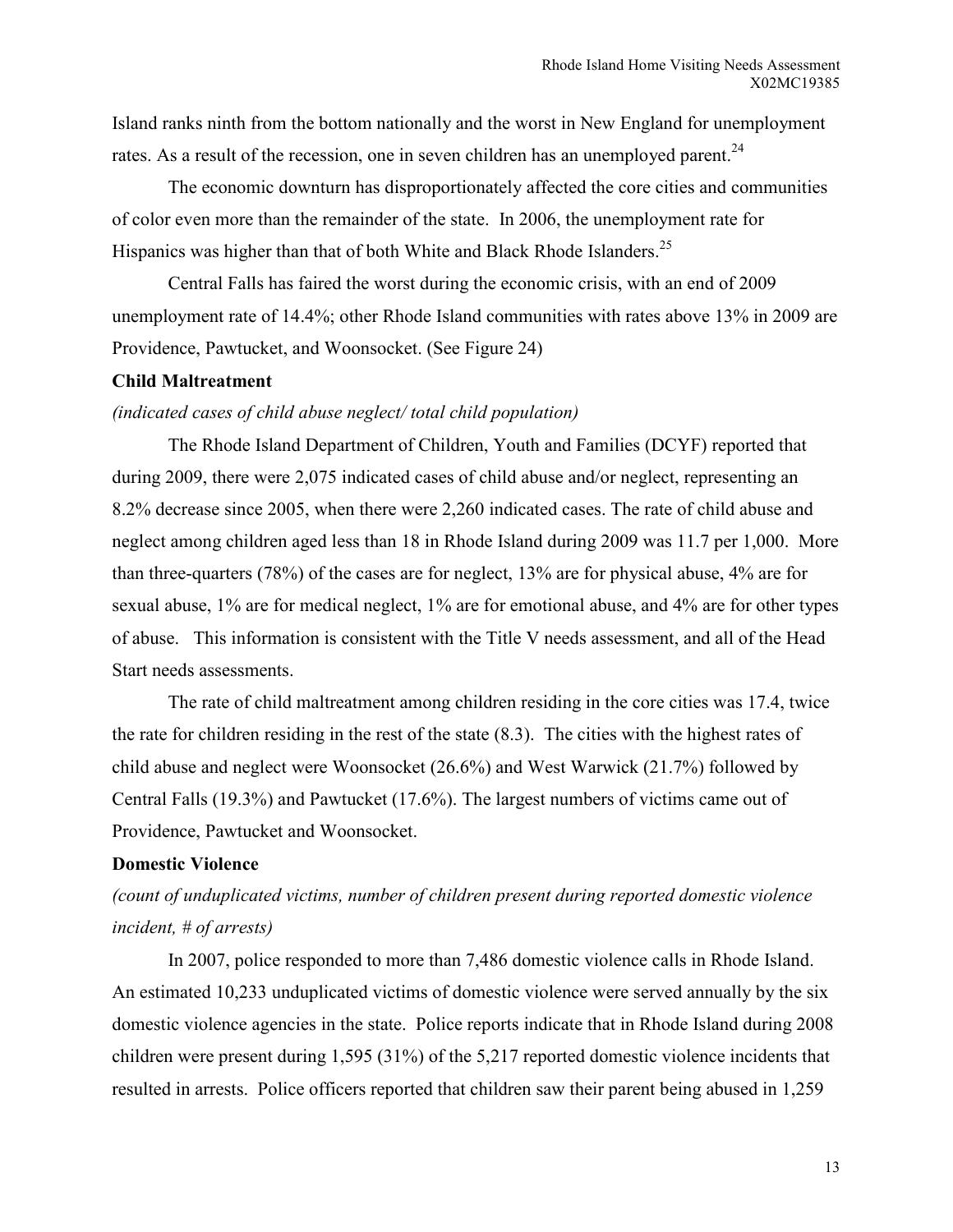Island ranks ninth from the bottom nationally and the worst in New England for unemployment rates. As a result of the recession, one in seven children has an unemployed parent.[24]

The economic downturn has disproportionately affected the core cities and communities of color even more than the remainder of the state. In 2006, the unemployment rate for Hispanics was higher than that of both White and Black Rhode Islanders.[25]

Central Falls has faired the worst during the economic crisis, with an end of 2009 unemployment rate of 14.4%; other Rhode Island communities with rates above 13% in 2009 are Providence, Pawtucket, and Woonsocket. (See Figure 24)

**Child Maltreatment**

*(indicated cases of child abuse neglect/ total child population)*

The Rhode Island Department of Children, Youth and Families (DCYF) reported that during 2009, there were 2,075 indicated cases of child abuse and/or neglect, representing an 8.2% decrease since 2005, when there were 2,260 indicated cases. The rate of child abuse and neglect among children aged less than 18 in Rhode Island during 2009 was 11.7 per 1,000. More than three-quarters (78%) of the cases are for neglect, 13% are for physical abuse, 4% are for sexual abuse, 1% are for medical neglect, 1% are for emotional abuse, and 4% are for other types of abuse. This information is consistent with the Title V needs assessment, and all of the Head Start needs assessments.

The rate of child maltreatment among children residing in the core cities was 17.4, twice the rate for children residing in the rest of the state (8.3). The cities with the highest rates of child abuse and neglect were Woonsocket (26.6%) and West Warwick (21.7%) followed by Central Falls (19.3%) and Pawtucket (17.6%). The largest numbers of victims came out of Providence, Pawtucket and Woonsocket.

**Domestic Violence**

*(count of unduplicated victims, number of children present during reported domestic violence incident, # of arrests)*

In 2007, police responded to more than 7,486 domestic violence calls in Rhode Island. An estimated 10,233 unduplicated victims of domestic violence were served annually by the six domestic violence agencies in the state. Police reports indicate that in Rhode Island during 2008 children were present during 1,595 (31%) of the 5,217 reported domestic violence incidents that resulted in arrests. Police officers reported that children saw their parent being abused in 1,259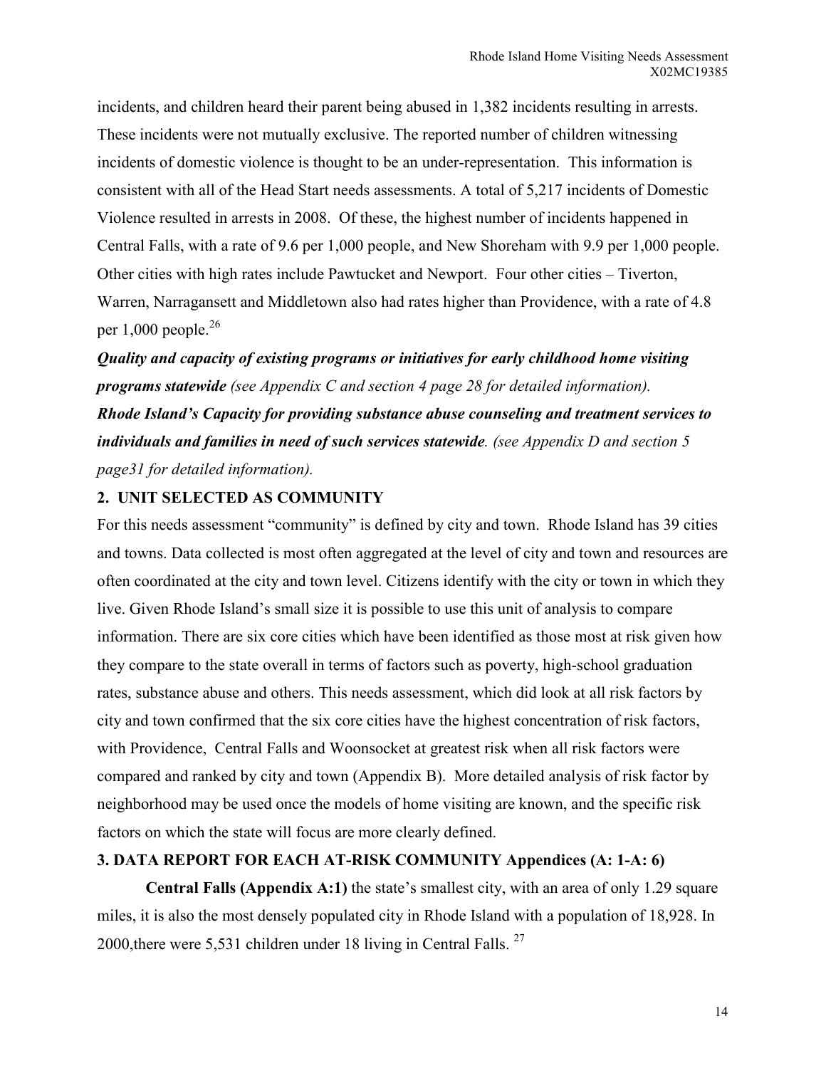incidents, and children heard their parent being abused in 1,382 incidents resulting in arrests. These incidents were not mutually exclusive. The reported number of children witnessing incidents of domestic violence is thought to be an under-representation. This information is consistent with all of the Head Start needs assessments. A total of 5,217 incidents of Domestic Violence resulted in arrests in 2008. Of these, the highest number of incidents happened in Central Falls, with a rate of 9.6 per 1,000 people, and New Shoreham with 9.9 per 1,000 people. Other cities with high rates include Pawtucket and Newport. Four other cities – Tiverton, Warren, Narragansett and Middletown also had rates higher than Providence, with a rate of 4.8 per 1,000 people.[26]

***Quality and capacity of existing programs or initiatives for early childhood home visiting programs statewide*** *(see Appendix C and section 4 page 28 for detailed information).*

***Rhode Island's Capacity for providing substance abuse counseling and treatment services to individuals and families in need of such services statewide****. (see Appendix D and section 5 page31 for detailed information).*

## 2. UNIT SELECTED AS COMMUNITY

For this needs assessment "community" is defined by city and town. Rhode Island has 39 cities and towns. Data collected is most often aggregated at the level of city and town and resources are often coordinated at the city and town level. Citizens identify with the city or town in which they live. Given Rhode Island's small size it is possible to use this unit of analysis to compare information. There are six core cities which have been identified as those most at risk given how they compare to the state overall in terms of factors such as poverty, high-school graduation rates, substance abuse and others. This needs assessment, which did look at all risk factors by city and town confirmed that the six core cities have the highest concentration of risk factors, with Providence, Central Falls and Woonsocket at greatest risk when all risk factors were compared and ranked by city and town (Appendix B). More detailed analysis of risk factor by neighborhood may be used once the models of home visiting are known, and the specific risk factors on which the state will focus are more clearly defined.

## 3. DATA REPORT FOR EACH AT-RISK COMMUNITY Appendices (A: 1-A: 6)

**Central Falls (Appendix A:1)** the state's smallest city, with an area of only 1.29 square miles, it is also the most densely populated city in Rhode Island with a population of 18,928. In 2000,there were 5,531 children under 18 living in Central Falls. [27]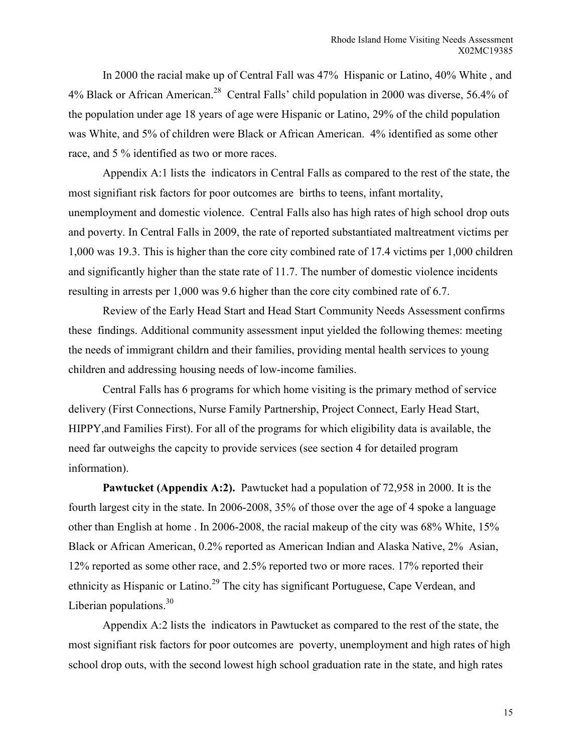In 2000 the racial make up of Central Fall was 47% Hispanic or Latino, 40% White , and 4% Black or African American.[28] Central Falls' child population in 2000 was diverse, 56.4% of the population under age 18 years of age were Hispanic or Latino, 29% of the child population was White, and 5% of children were Black or African American. 4% identified as some other race, and 5 % identified as two or more races.

Appendix A:1 lists the indicators in Central Falls as compared to the rest of the state, the most signifiant risk factors for poor outcomes are births to teens, infant mortality, unemployment and domestic violence. Central Falls also has high rates of high school drop outs and poverty. In Central Falls in 2009, the rate of reported substantiated maltreatment victims per 1,000 was 19.3. This is higher than the core city combined rate of 17.4 victims per 1,000 children and significantly higher than the state rate of 11.7. The number of domestic violence incidents resulting in arrests per 1,000 was 9.6 higher than the core city combined rate of 6.7.

Review of the Early Head Start and Head Start Community Needs Assessment confirms these findings. Additional community assessment input yielded the following themes: meeting the needs of immigrant childrn and their families, providing mental health services to young children and addressing housing needs of low-income families.

Central Falls has 6 programs for which home visiting is the primary method of service delivery (First Connections, Nurse Family Partnership, Project Connect, Early Head Start, HIPPY,and Families First). For all of the programs for which eligibility data is available, the need far outweighs the capcity to provide services (see section 4 for detailed program information).

**Pawtucket (Appendix A:2).** Pawtucket had a population of 72,958 in 2000. It is the fourth largest city in the state. In 2006-2008, 35% of those over the age of 4 spoke a language other than English at home . In 2006-2008, the racial makeup of the city was 68% White, 15% Black or African American, 0.2% reported as American Indian and Alaska Native, 2% Asian, 12% reported as some other race, and 2.5% reported two or more races. 17% reported their ethnicity as Hispanic or Latino.[29] The city has significant Portuguese, Cape Verdean, and Liberian populations.[30]

Appendix A:2 lists the indicators in Pawtucket as compared to the rest of the state, the most signifiant risk factors for poor outcomes are poverty, unemployment and high rates of high school drop outs, with the second lowest high school graduation rate in the state, and high rates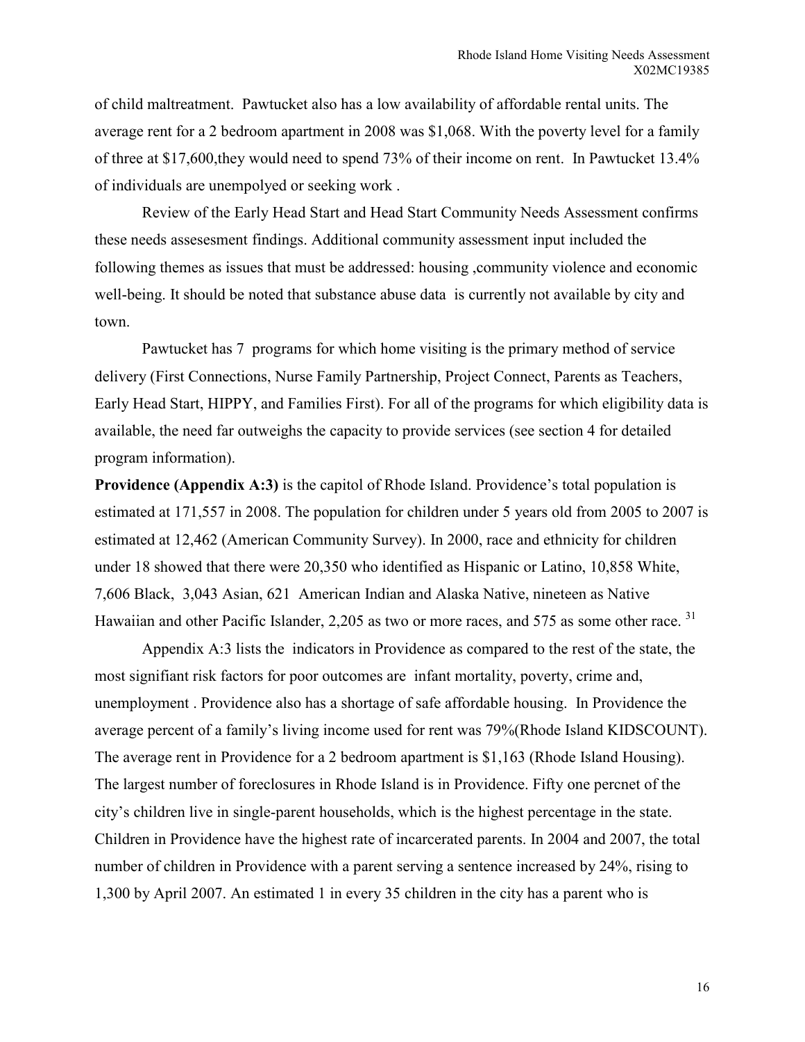of child maltreatment. Pawtucket also has a low availability of affordable rental units. The average rent for a 2 bedroom apartment in 2008 was $1,068. With the poverty level for a family of three at $17,600,they would need to spend 73% of their income on rent. In Pawtucket 13.4% of individuals are unempolyed or seeking work .

Review of the Early Head Start and Head Start Community Needs Assessment confirms these needs assesesment findings. Additional community assessment input included the following themes as issues that must be addressed: housing ,community violence and economic well-being. It should be noted that substance abuse data is currently not available by city and town.

Pawtucket has 7 programs for which home visiting is the primary method of service delivery (First Connections, Nurse Family Partnership, Project Connect, Parents as Teachers, Early Head Start, HIPPY, and Families First). For all of the programs for which eligibility data is available, the need far outweighs the capacity to provide services (see section 4 for detailed program information).

**Providence (Appendix A:3)** is the capitol of Rhode Island. Providence's total population is estimated at 171,557 in 2008. The population for children under 5 years old from 2005 to 2007 is estimated at 12,462 (American Community Survey). In 2000, race and ethnicity for children under 18 showed that there were 20,350 who identified as Hispanic or Latino, 10,858 White, 7,606 Black, 3,043 Asian, 621 American Indian and Alaska Native, nineteen as Native Hawaiian and other Pacific Islander, 2,205 as two or more races, and 575 as some other race. [31]

Appendix A:3 lists the indicators in Providence as compared to the rest of the state, the most signifiant risk factors for poor outcomes are infant mortality, poverty, crime and, unemployment . Providence also has a shortage of safe affordable housing. In Providence the average percent of a family's living income used for rent was 79%(Rhode Island KIDSCOUNT). The average rent in Providence for a 2 bedroom apartment is $1,163 (Rhode Island Housing). The largest number of foreclosures in Rhode Island is in Providence. Fifty one percnet of the city's children live in single-parent households, which is the highest percentage in the state. Children in Providence have the highest rate of incarcerated parents. In 2004 and 2007, the total number of children in Providence with a parent serving a sentence increased by 24%, rising to 1,300 by April 2007. An estimated 1 in every 35 children in the city has a parent who is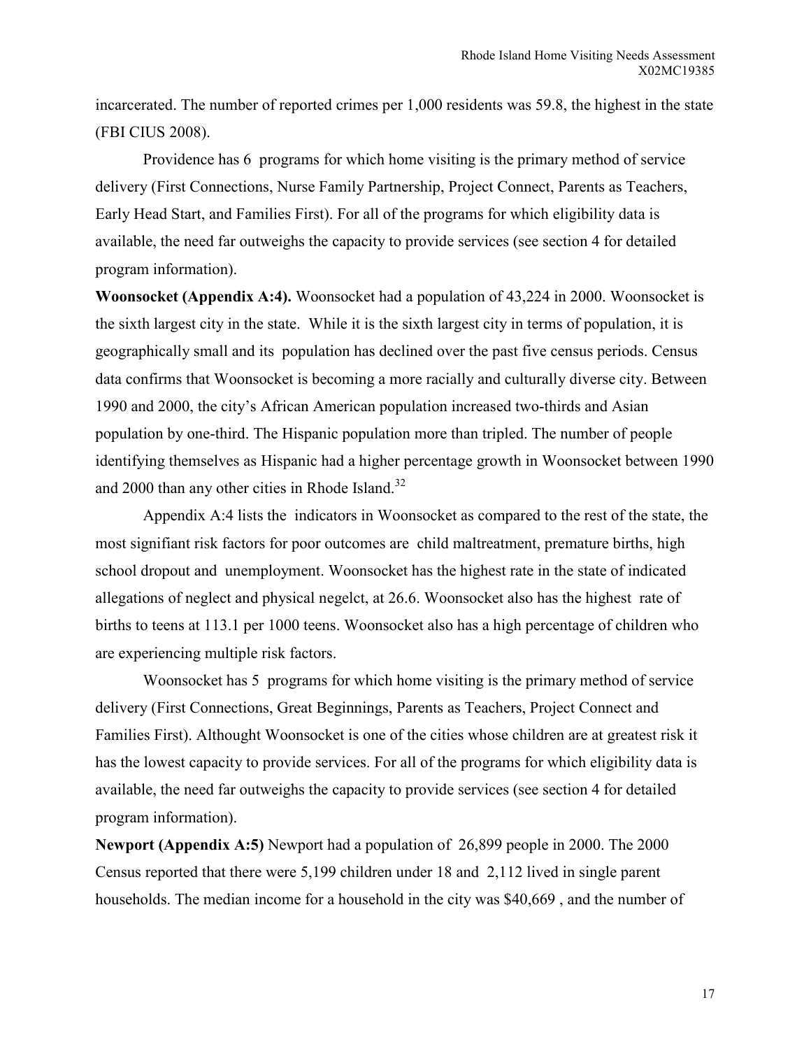incarcerated. The number of reported crimes per 1,000 residents was 59.8, the highest in the state (FBI CIUS 2008).

Providence has 6 programs for which home visiting is the primary method of service delivery (First Connections, Nurse Family Partnership, Project Connect, Parents as Teachers, Early Head Start, and Families First). For all of the programs for which eligibility data is available, the need far outweighs the capacity to provide services (see section 4 for detailed program information).

**Woonsocket (Appendix A:4).** Woonsocket had a population of 43,224 in 2000. Woonsocket is the sixth largest city in the state. While it is the sixth largest city in terms of population, it is geographically small and its population has declined over the past five census periods. Census data confirms that Woonsocket is becoming a more racially and culturally diverse city. Between 1990 and 2000, the city's African American population increased two-thirds and Asian population by one-third. The Hispanic population more than tripled. The number of people identifying themselves as Hispanic had a higher percentage growth in Woonsocket between 1990 and 2000 than any other cities in Rhode Island.[32]

Appendix A:4 lists the indicators in Woonsocket as compared to the rest of the state, the most signifiant risk factors for poor outcomes are child maltreatment, premature births, high school dropout and unemployment. Woonsocket has the highest rate in the state of indicated allegations of neglect and physical negelct, at 26.6. Woonsocket also has the highest rate of births to teens at 113.1 per 1000 teens. Woonsocket also has a high percentage of children who are experiencing multiple risk factors.

Woonsocket has 5 programs for which home visiting is the primary method of service delivery (First Connections, Great Beginnings, Parents as Teachers, Project Connect and Families First). Althought Woonsocket is one of the cities whose children are at greatest risk it has the lowest capacity to provide services. For all of the programs for which eligibility data is available, the need far outweighs the capacity to provide services (see section 4 for detailed program information).

**Newport (Appendix A:5)** Newport had a population of 26,899 people in 2000. The 2000 Census reported that there were 5,199 children under 18 and 2,112 lived in single parent households. The median income for a household in the city was $40,669 , and the number of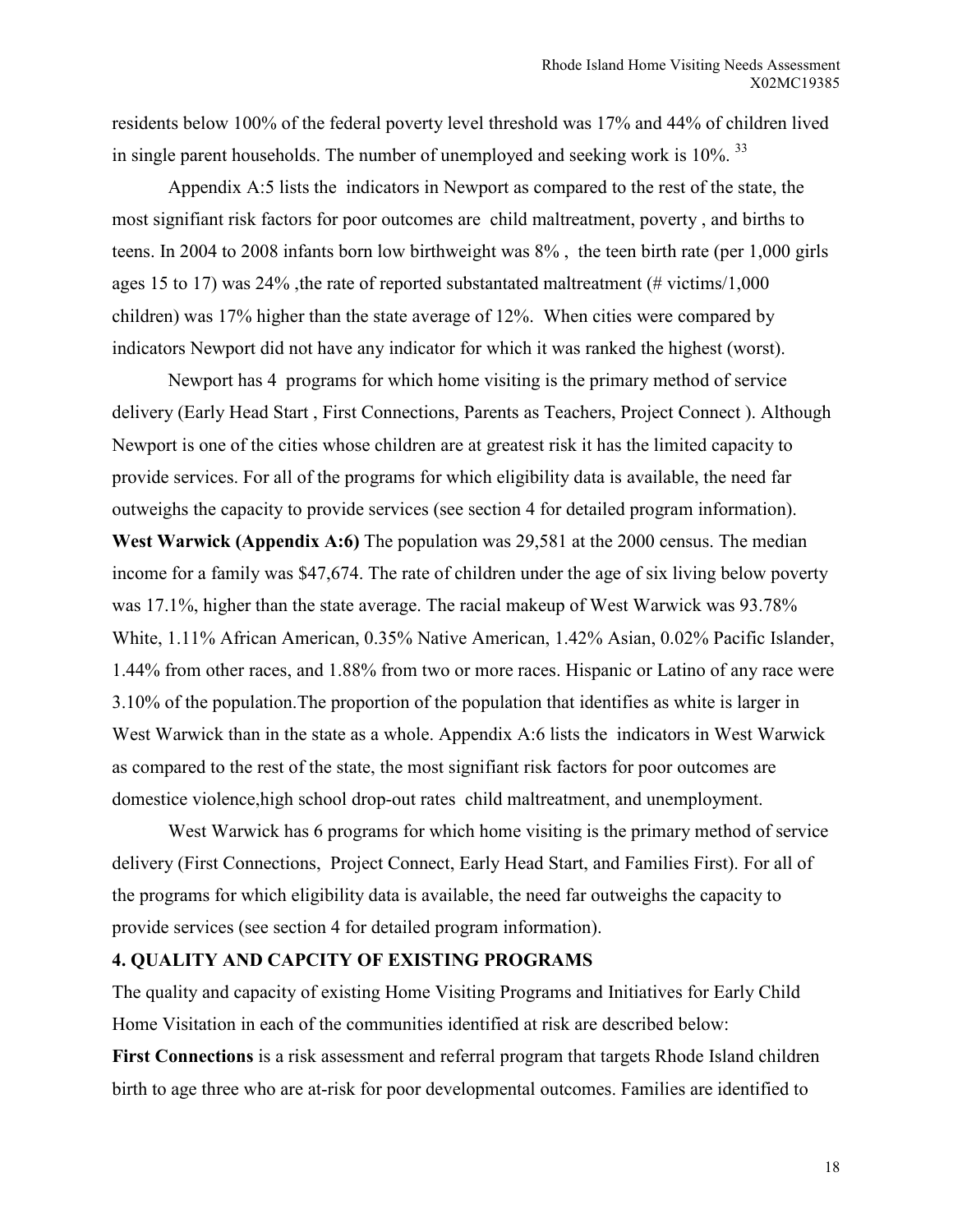residents below 100% of the federal poverty level threshold was 17% and 44% of children lived in single parent households. The number of unemployed and seeking work is 10%. [33]

Appendix A:5 lists the indicators in Newport as compared to the rest of the state, the most signifiant risk factors for poor outcomes are child maltreatment, poverty , and births to teens. In 2004 to 2008 infants born low birthweight was 8% , the teen birth rate (per 1,000 girls ages 15 to 17) was 24% ,the rate of reported substantated maltreatment (# victims/1,000 children) was 17% higher than the state average of 12%. When cities were compared by indicators Newport did not have any indicator for which it was ranked the highest (worst).

Newport has 4 programs for which home visiting is the primary method of service delivery (Early Head Start , First Connections, Parents as Teachers, Project Connect ). Although Newport is one of the cities whose children are at greatest risk it has the limited capacity to provide services. For all of the programs for which eligibility data is available, the need far outweighs the capacity to provide services (see section 4 for detailed program information).

**West Warwick (Appendix A:6)** The population was 29,581 at the 2000 census. The median income for a family was $47,674. The rate of children under the age of six living below poverty was 17.1%, higher than the state average. The racial makeup of West Warwick was 93.78% White, 1.11% African American, 0.35% Native American, 1.42% Asian, 0.02% Pacific Islander, 1.44% from other races, and 1.88% from two or more races. Hispanic or Latino of any race were 3.10% of the population.The proportion of the population that identifies as white is larger in West Warwick than in the state as a whole. Appendix A:6 lists the indicators in West Warwick as compared to the rest of the state, the most signifiant risk factors for poor outcomes are domestice violence,high school drop-out rates child maltreatment, and unemployment.

West Warwick has 6 programs for which home visiting is the primary method of service delivery (First Connections, Project Connect, Early Head Start, and Families First). For all of the programs for which eligibility data is available, the need far outweighs the capacity to provide services (see section 4 for detailed program information).

## 4. QUALITY AND CAPCITY OF EXISTING PROGRAMS

The quality and capacity of existing Home Visiting Programs and Initiatives for Early Child Home Visitation in each of the communities identified at risk are described below:

**First Connections** is a risk assessment and referral program that targets Rhode Island children birth to age three who are at-risk for poor developmental outcomes. Families are identified to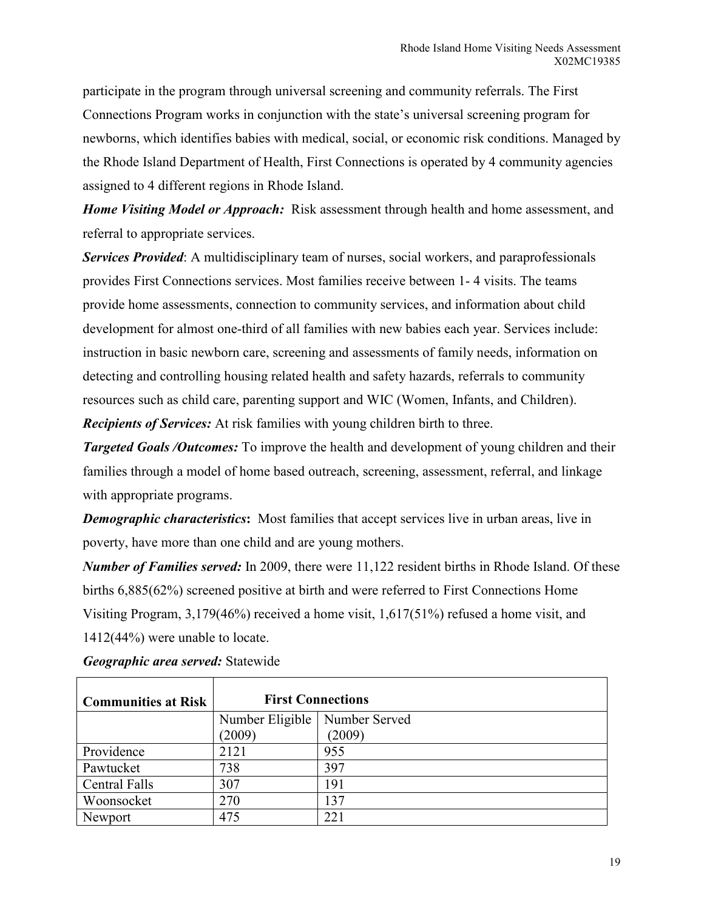participate in the program through universal screening and community referrals. The First Connections Program works in conjunction with the state's universal screening program for newborns, which identifies babies with medical, social, or economic risk conditions. Managed by the Rhode Island Department of Health, First Connections is operated by 4 community agencies assigned to 4 different regions in Rhode Island.

***Home Visiting Model or Approach:*** Risk assessment through health and home assessment, and referral to appropriate services.

***Services Provided***: A multidisciplinary team of nurses, social workers, and paraprofessionals provides First Connections services. Most families receive between 1- 4 visits. The teams provide home assessments, connection to community services, and information about child development for almost one-third of all families with new babies each year. Services include: instruction in basic newborn care, screening and assessments of family needs, information on detecting and controlling housing related health and safety hazards, referrals to community resources such as child care, parenting support and WIC (Women, Infants, and Children).

***Recipients of Services:*** At risk families with young children birth to three.

***Targeted Goals /Outcomes:*** To improve the health and development of young children and their families through a model of home based outreach, screening, assessment, referral, and linkage with appropriate programs.

***Demographic characteristics*:** Most families that accept services live in urban areas, live in poverty, have more than one child and are young mothers.

***Number of Families served:*** In 2009, there were 11,122 resident births in Rhode Island. Of these births 6,885(62%) screened positive at birth and were referred to First Connections Home Visiting Program, 3,179(46%) received a home visit, 1,617(51%) refused a home visit, and 1412(44%) were unable to locate.

***Geographic area served:*** Statewide

| **Communities at Risk** | **First Connections** | |
|---|---|---|
| | Number Eligible (2009) | Number Served (2009) |
| Providence | 2121 | 955 |
| Pawtucket | 738 | 397 |
| Central Falls | 307 | 191 |
| Woonsocket | 270 | 137 |
| Newport | 475 | 221 |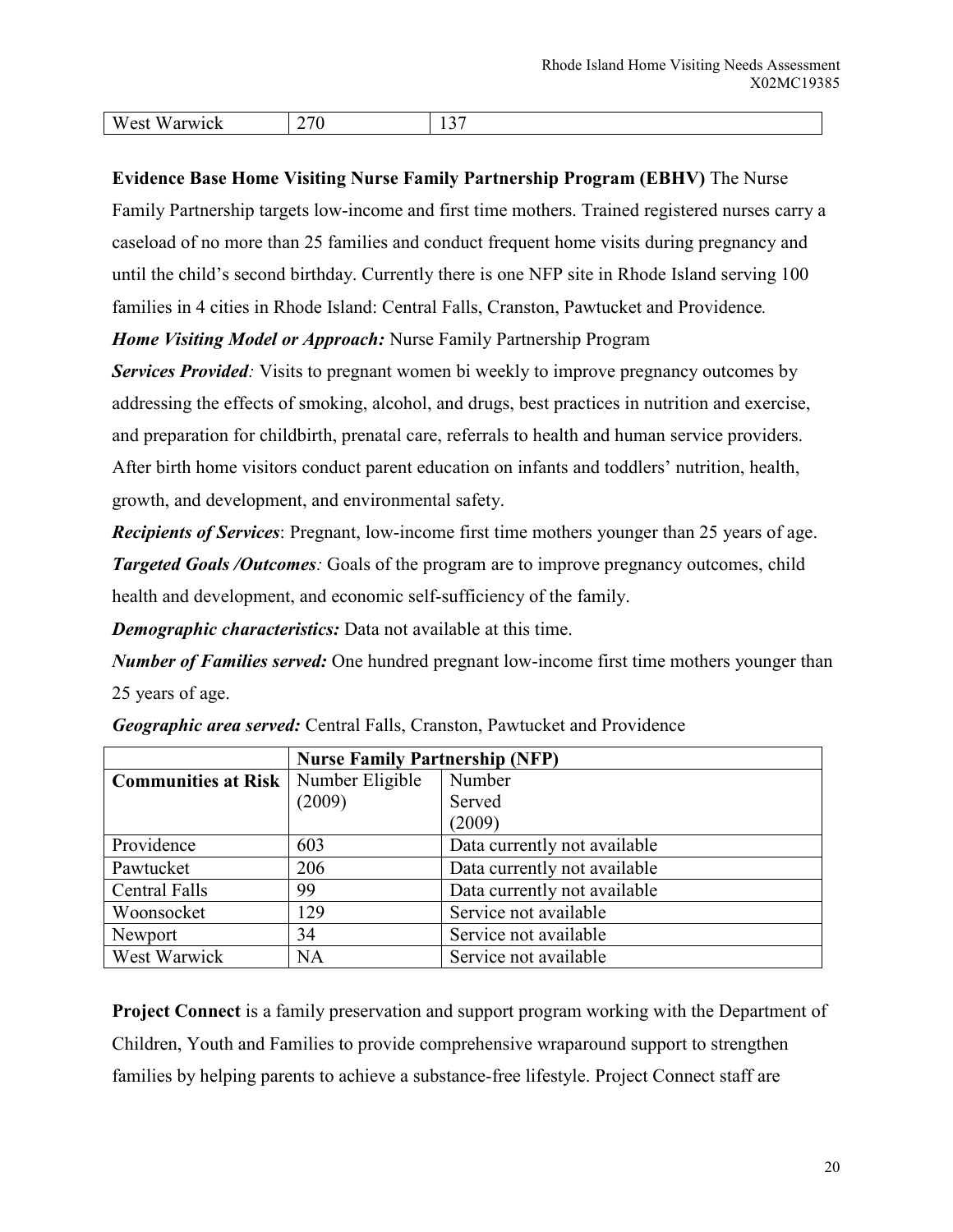| West Warwick | 270 | 137 |
|---|---|---|

**Evidence Base Home Visiting Nurse Family Partnership Program (EBHV)** The Nurse Family Partnership targets low-income and first time mothers. Trained registered nurses carry a caseload of no more than 25 families and conduct frequent home visits during pregnancy and until the child's second birthday. Currently there is one NFP site in Rhode Island serving 100 families in 4 cities in Rhode Island: Central Falls, Cranston, Pawtucket and Providence*.*

***Home Visiting Model or Approach:*** Nurse Family Partnership Program

***Services Provided****:* Visits to pregnant women bi weekly to improve pregnancy outcomes by addressing the effects of smoking, alcohol, and drugs, best practices in nutrition and exercise, and preparation for childbirth, prenatal care, referrals to health and human service providers. After birth home visitors conduct parent education on infants and toddlers' nutrition, health, growth, and development, and environmental safety.

***Recipients of Services***: Pregnant, low-income first time mothers younger than 25 years of age.

***Targeted Goals /Outcomes****:* Goals of the program are to improve pregnancy outcomes, child health and development, and economic self-sufficiency of the family.

***Demographic characteristics:*** Data not available at this time.

***Number of Families served:*** One hundred pregnant low-income first time mothers younger than 25 years of age.

***Geographic area served:*** Central Falls, Cranston, Pawtucket and Providence

| | **Nurse Family Partnership (NFP)** | |
|---|---|---|
| **Communities at Risk** | Number Eligible (2009) | Number Served (2009) |
| Providence | 603 | Data currently not available |
| Pawtucket | 206 | Data currently not available |
| Central Falls | 99 | Data currently not available |
| Woonsocket | 129 | Service not available |
| Newport | 34 | Service not available |
| West Warwick | NA | Service not available |

**Project Connect** is a family preservation and support program working with the Department of Children, Youth and Families to provide comprehensive wraparound support to strengthen families by helping parents to achieve a substance-free lifestyle. Project Connect staff are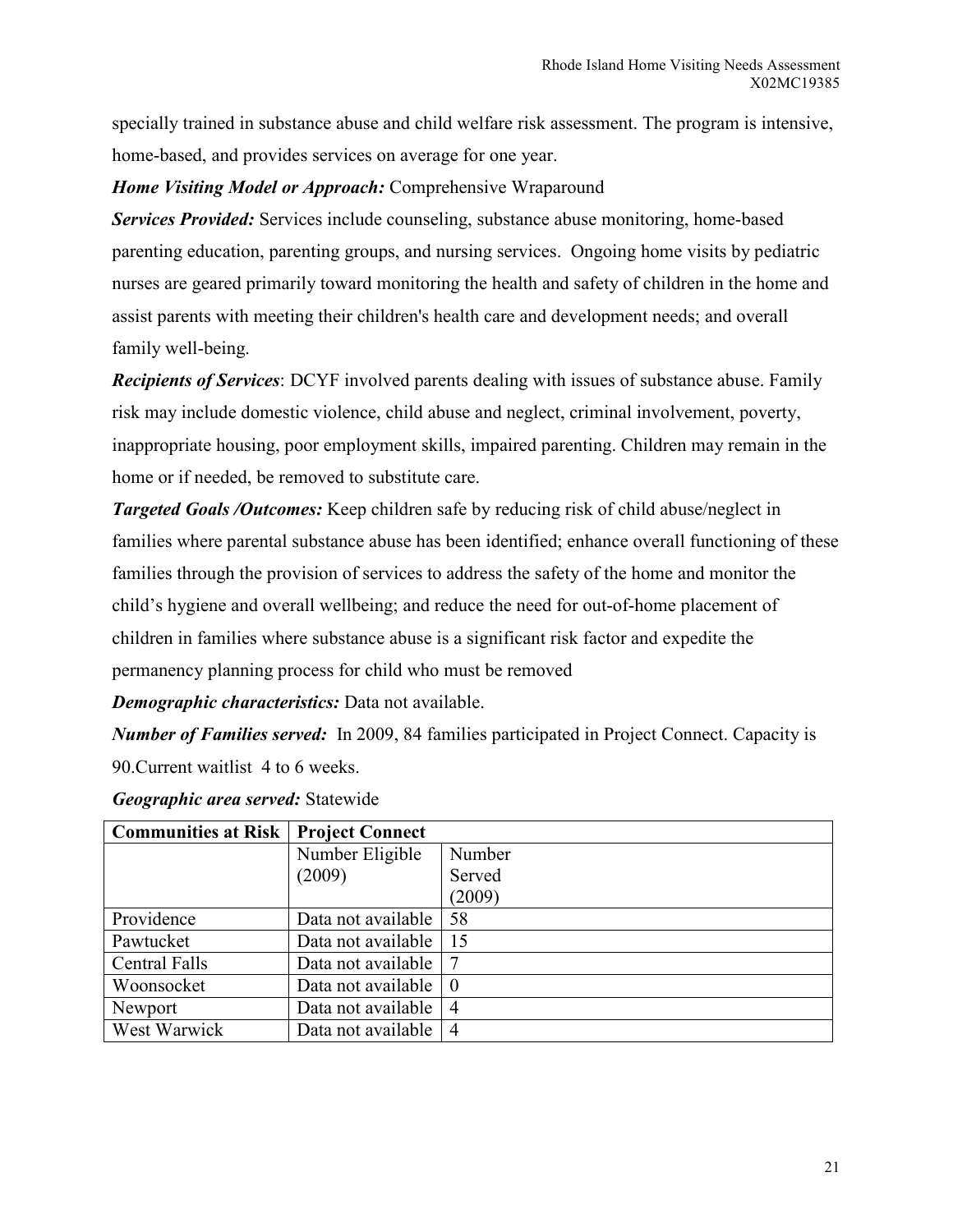specially trained in substance abuse and child welfare risk assessment. The program is intensive, home-based, and provides services on average for one year.

***Home Visiting Model or Approach:*** Comprehensive Wraparound

***Services Provided:*** Services include counseling, substance abuse monitoring, home-based parenting education, parenting groups, and nursing services. Ongoing home visits by pediatric nurses are geared primarily toward monitoring the health and safety of children in the home and assist parents with meeting their children's health care and development needs; and overall family well-being.

***Recipients of Services***: DCYF involved parents dealing with issues of substance abuse. Family risk may include domestic violence, child abuse and neglect, criminal involvement, poverty, inappropriate housing, poor employment skills, impaired parenting. Children may remain in the home or if needed, be removed to substitute care.

***Targeted Goals /Outcomes:*** Keep children safe by reducing risk of child abuse/neglect in families where parental substance abuse has been identified; enhance overall functioning of these families through the provision of services to address the safety of the home and monitor the child's hygiene and overall wellbeing; and reduce the need for out-of-home placement of children in families where substance abuse is a significant risk factor and expedite the permanency planning process for child who must be removed

***Demographic characteristics:*** Data not available.

***Number of Families served:*** In 2009, 84 families participated in Project Connect. Capacity is 90.Current waitlist 4 to 6 weeks.

***Geographic area served:*** Statewide

| **Communities at Risk** | **Project Connect** | |
|---|---|---|
| | Number Eligible (2009) | Number Served (2009) |
| Providence | Data not available | 58 |
| Pawtucket | Data not available | 15 |
| Central Falls | Data not available | 7 |
| Woonsocket | Data not available | 0 |
| Newport | Data not available | 4 |
| West Warwick | Data not available | 4 |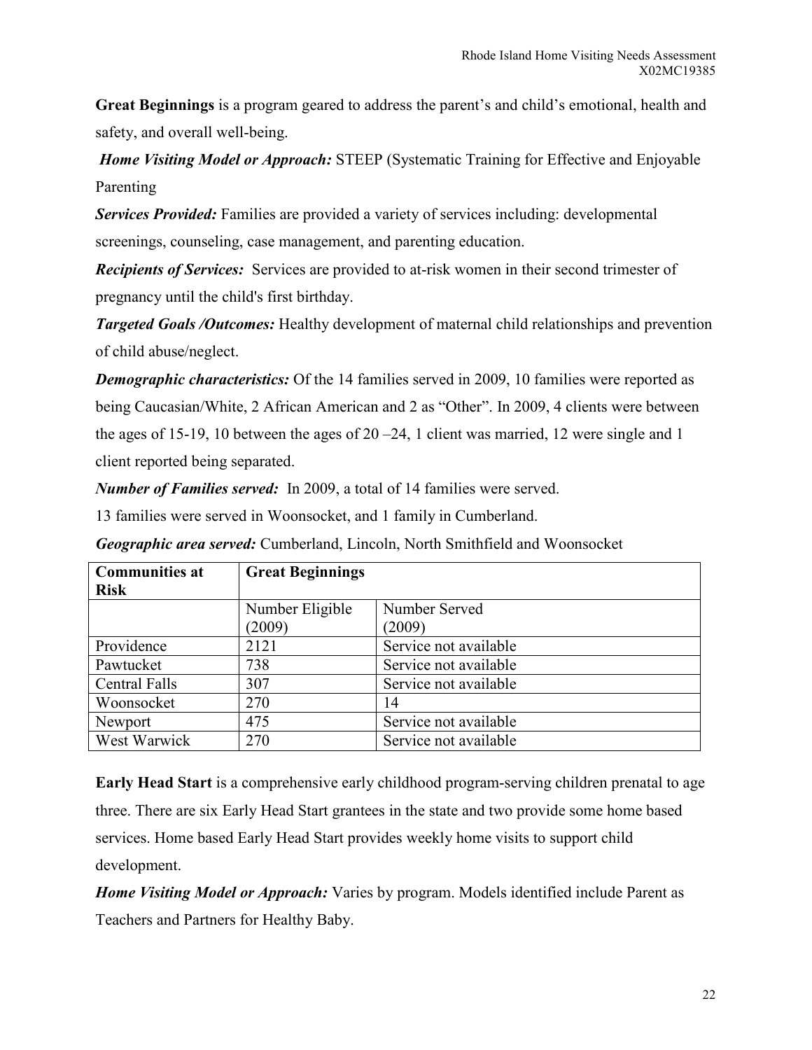**Great Beginnings** is a program geared to address the parent's and child's emotional, health and safety, and overall well-being.

*Home Visiting Model or Approach:* STEEP (Systematic Training for Effective and Enjoyable Parenting

*Services Provided:* Families are provided a variety of services including: developmental screenings, counseling, case management, and parenting education.

*Recipients of Services:* Services are provided to at-risk women in their second trimester of pregnancy until the child's first birthday.

*Targeted Goals /Outcomes:* Healthy development of maternal child relationships and prevention of child abuse/neglect.

*Demographic characteristics:* Of the 14 families served in 2009, 10 families were reported as being Caucasian/White, 2 African American and 2 as "Other". In 2009, 4 clients were between the ages of 15-19, 10 between the ages of 20 –24, 1 client was married, 12 were single and 1 client reported being separated.

*Number of Families served:* In 2009, a total of 14 families were served.

13 families were served in Woonsocket, and 1 family in Cumberland.

*Geographic area served:* Cumberland, Lincoln, North Smithfield and Woonsocket

| Communities at Risk | Great Beginnings | |
|---|---|---|
| | Number Eligible (2009) | Number Served (2009) |
| Providence | 2121 | Service not available |
| Pawtucket | 738 | Service not available |
| Central Falls | 307 | Service not available |
| Woonsocket | 270 | 14 |
| Newport | 475 | Service not available |
| West Warwick | 270 | Service not available |

**Early Head Start** is a comprehensive early childhood program-serving children prenatal to age three. There are six Early Head Start grantees in the state and two provide some home based services. Home based Early Head Start provides weekly home visits to support child development.

*Home Visiting Model or Approach:* Varies by program. Models identified include Parent as Teachers and Partners for Healthy Baby.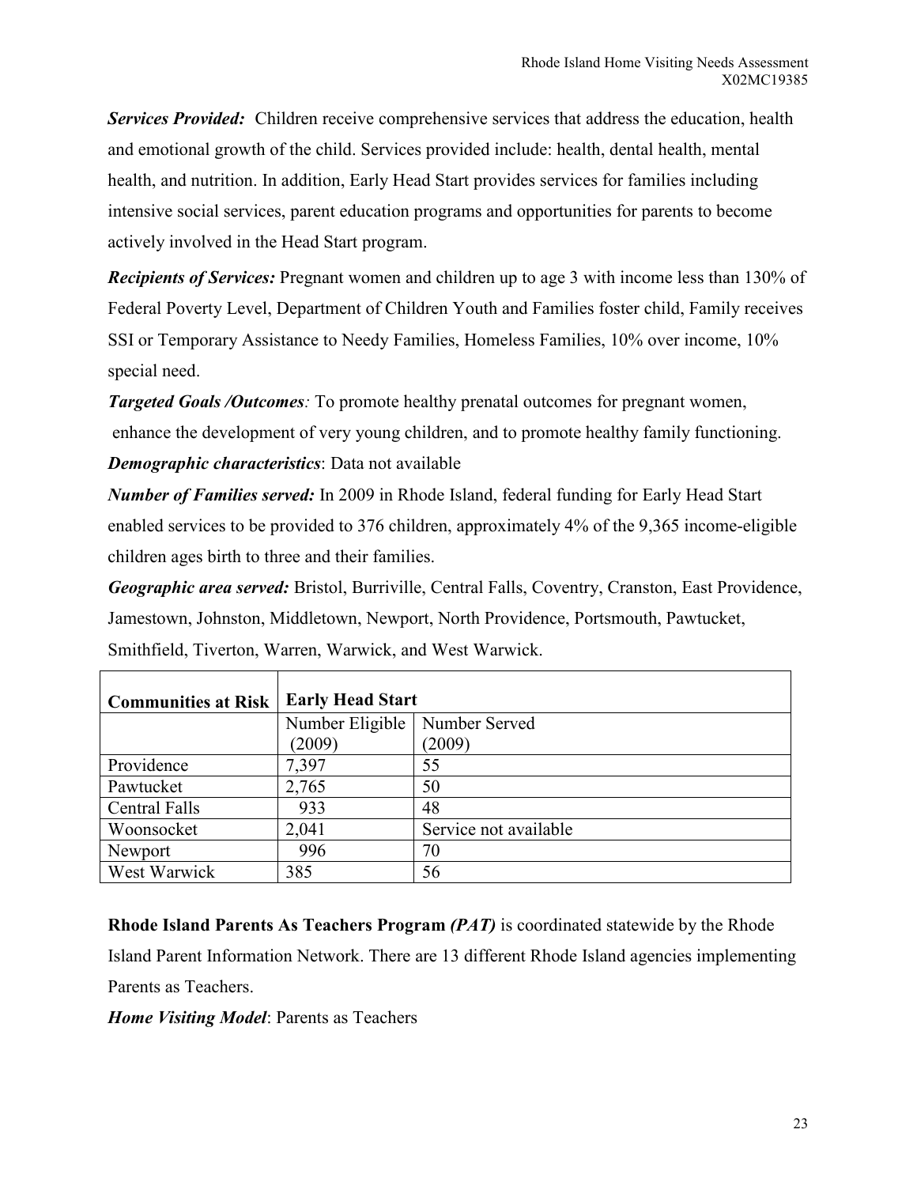***Services Provided:*** Children receive comprehensive services that address the education, health and emotional growth of the child. Services provided include: health, dental health, mental health, and nutrition. In addition, Early Head Start provides services for families including intensive social services, parent education programs and opportunities for parents to become actively involved in the Head Start program.

***Recipients of Services:*** Pregnant women and children up to age 3 with income less than 130% of Federal Poverty Level, Department of Children Youth and Families foster child, Family receives SSI or Temporary Assistance to Needy Families, Homeless Families, 10% over income, 10% special need.

***Targeted Goals /Outcomes****:* To promote healthy prenatal outcomes for pregnant women, enhance the development of very young children, and to promote healthy family functioning.

***Demographic characteristics***: Data not available

***Number of Families served:*** In 2009 in Rhode Island, federal funding for Early Head Start enabled services to be provided to 376 children, approximately 4% of the 9,365 income-eligible children ages birth to three and their families.

***Geographic area served:*** Bristol, Burriville, Central Falls, Coventry, Cranston, East Providence, Jamestown, Johnston, Middletown, Newport, North Providence, Portsmouth, Pawtucket, Smithfield, Tiverton, Warren, Warwick, and West Warwick.

| **Communities at Risk** | **Early Head Start** | |
|---|---|---|
| | Number Eligible (2009) | Number Served (2009) |
| Providence | 7,397 | 55 |
| Pawtucket | 2,765 | 50 |
| Central Falls | 933 | 48 |
| Woonsocket | 2,041 | Service not available |
| Newport | 996 | 70 |
| West Warwick | 385 | 56 |

**Rhode Island Parents As Teachers Program *(PAT)*** is coordinated statewide by the Rhode Island Parent Information Network. There are 13 different Rhode Island agencies implementing Parents as Teachers.

***Home Visiting Model***: Parents as Teachers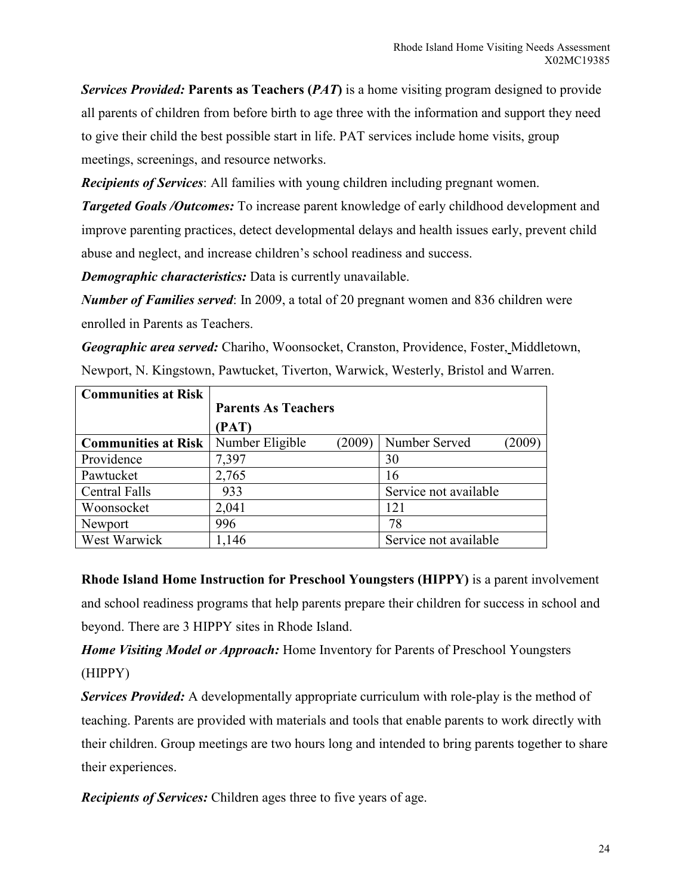***Services Provided:*** **Parents as Teachers (*PAT*)** is a home visiting program designed to provide all parents of children from before birth to age three with the information and support they need to give their child the best possible start in life. PAT services include home visits, group meetings, screenings, and resource networks.

***Recipients of Services***: All families with young children including pregnant women.

***Targeted Goals /Outcomes:*** To increase parent knowledge of early childhood development and improve parenting practices, detect developmental delays and health issues early, prevent child abuse and neglect, and increase children's school readiness and success.

***Demographic characteristics:*** Data is currently unavailable.

***Number of Families served***: In 2009, a total of 20 pregnant women and 836 children were enrolled in Parents as Teachers.

***Geographic area served:*** Chariho, Woonsocket, Cranston, Providence, Foster, Middletown, Newport, N. Kingstown, Pawtucket, Tiverton, Warwick, Westerly, Bristol and Warren.

| Communities at Risk | Parents As Teachers (PAT) | |
|---|---|---|
| **Communities at Risk** | Number Eligible (2009) | Number Served (2009) |
| Providence | 7,397 | 30 |
| Pawtucket | 2,765 | 16 |
| Central Falls | 933 | Service not available |
| Woonsocket | 2,041 | 121 |
| Newport | 996 | 78 |
| West Warwick | 1,146 | Service not available |

**Rhode Island Home Instruction for Preschool Youngsters (HIPPY)** is a parent involvement and school readiness programs that help parents prepare their children for success in school and beyond. There are 3 HIPPY sites in Rhode Island.

***Home Visiting Model or Approach:*** Home Inventory for Parents of Preschool Youngsters (HIPPY)

***Services Provided:*** A developmentally appropriate curriculum with role-play is the method of teaching. Parents are provided with materials and tools that enable parents to work directly with their children. Group meetings are two hours long and intended to bring parents together to share their experiences.

***Recipients of Services:*** Children ages three to five years of age.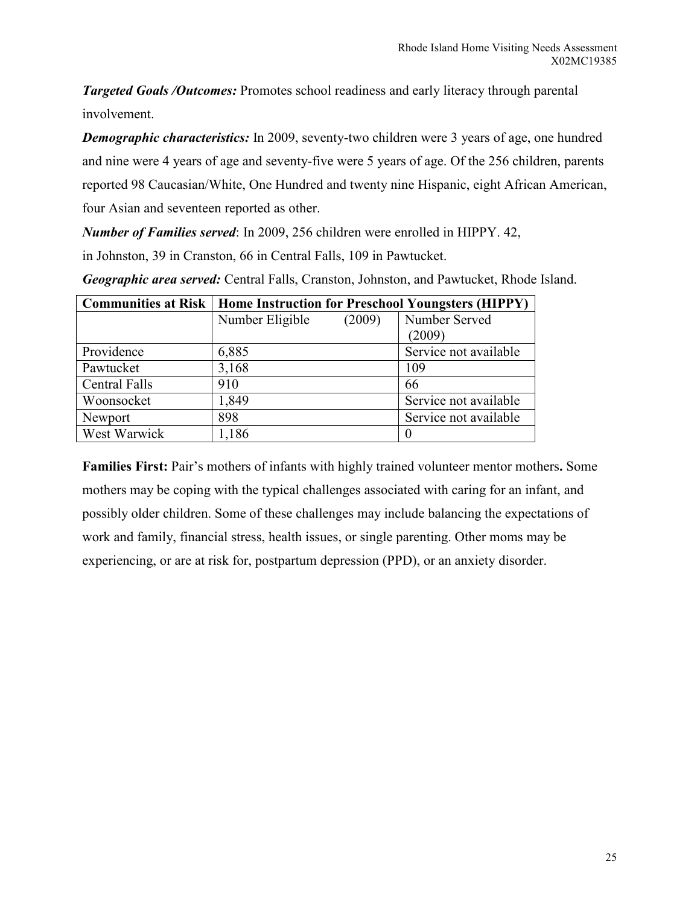***Targeted Goals /Outcomes:*** Promotes school readiness and early literacy through parental involvement.

***Demographic characteristics:*** In 2009, seventy-two children were 3 years of age, one hundred and nine were 4 years of age and seventy-five were 5 years of age. Of the 256 children, parents reported 98 Caucasian/White, One Hundred and twenty nine Hispanic, eight African American, four Asian and seventeen reported as other.

***Number of Families served***: In 2009, 256 children were enrolled in HIPPY. 42, in Johnston, 39 in Cranston, 66 in Central Falls, 109 in Pawtucket.

***Geographic area served:*** Central Falls, Cranston, Johnston, and Pawtucket, Rhode Island.

| **Communities at Risk** | **Home Instruction for Preschool Youngsters (HIPPY)** | |
|---|---|---|
| | Number Eligible (2009) | Number Served (2009) |
| Providence | 6,885 | Service not available |
| Pawtucket | 3,168 | 109 |
| Central Falls | 910 | 66 |
| Woonsocket | 1,849 | Service not available |
| Newport | 898 | Service not available |
| West Warwick | 1,186 | 0 |

**Families First:** Pair's mothers of infants with highly trained volunteer mentor mothers**.** Some mothers may be coping with the typical challenges associated with caring for an infant, and possibly older children. Some of these challenges may include balancing the expectations of work and family, financial stress, health issues, or single parenting. Other moms may be experiencing, or are at risk for, postpartum depression (PPD), or an anxiety disorder.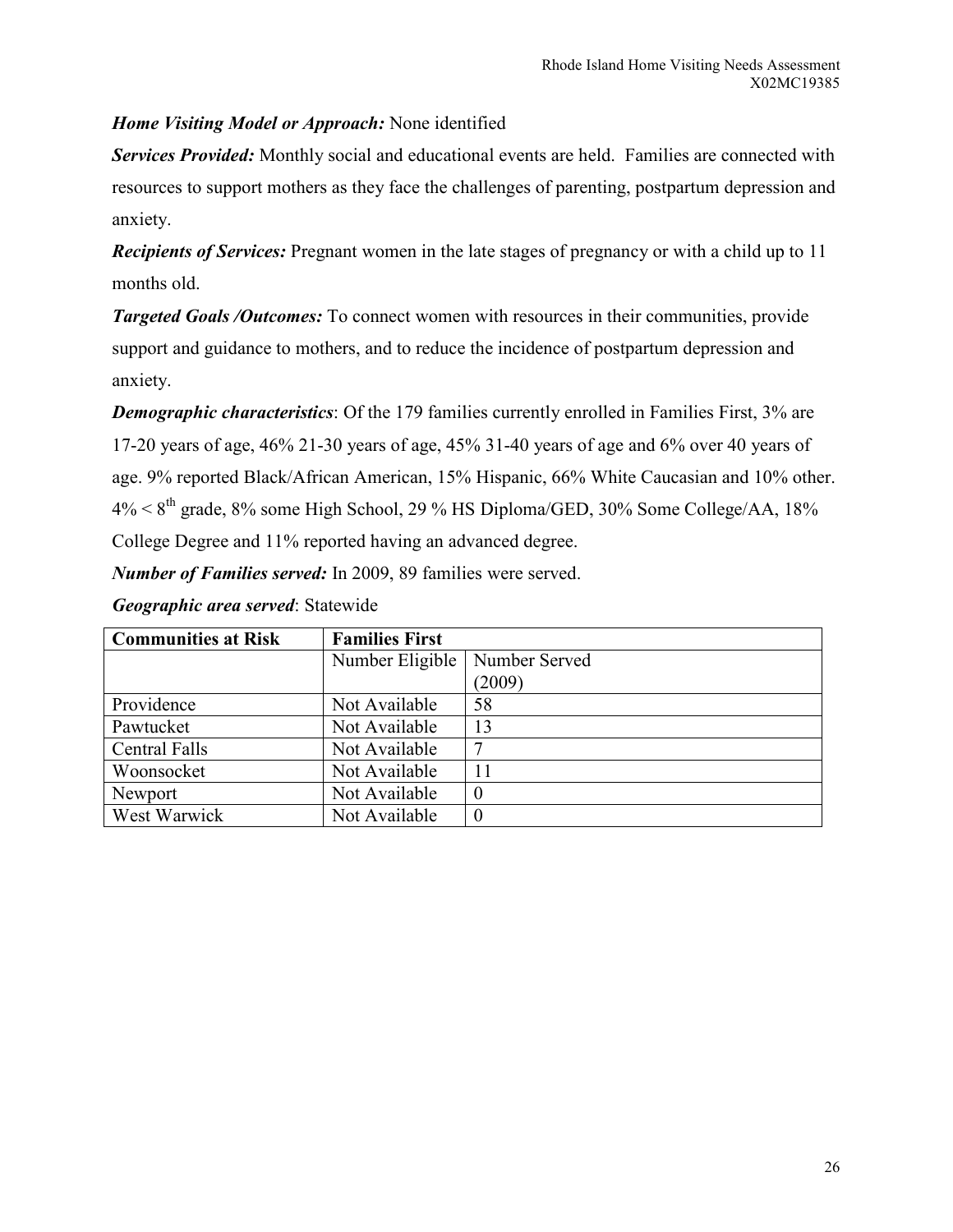***Home Visiting Model or Approach:*** None identified

***Services Provided:*** Monthly social and educational events are held. Families are connected with resources to support mothers as they face the challenges of parenting, postpartum depression and anxiety.

***Recipients of Services:*** Pregnant women in the late stages of pregnancy or with a child up to 11 months old.

***Targeted Goals /Outcomes:*** To connect women with resources in their communities, provide support and guidance to mothers, and to reduce the incidence of postpartum depression and anxiety.

***Demographic characteristics***: Of the 179 families currently enrolled in Families First, 3% are 17-20 years of age, 46% 21-30 years of age, 45% 31-40 years of age and 6% over 40 years of age. 9% reported Black/African American, 15% Hispanic, 66% White Caucasian and 10% other. 4% < 8th grade, 8% some High School, 29 % HS Diploma/GED, 30% Some College/AA, 18% College Degree and 11% reported having an advanced degree.

***Number of Families served:*** In 2009, 89 families were served.

***Geographic area served***: Statewide

| **Communities at Risk** | **Families First** | |
|---|---|---|
| | Number Eligible | Number Served (2009) |
| Providence | Not Available | 58 |
| Pawtucket | Not Available | 13 |
| Central Falls | Not Available | 7 |
| Woonsocket | Not Available | 11 |
| Newport | Not Available | 0 |
| West Warwick | Not Available | 0 |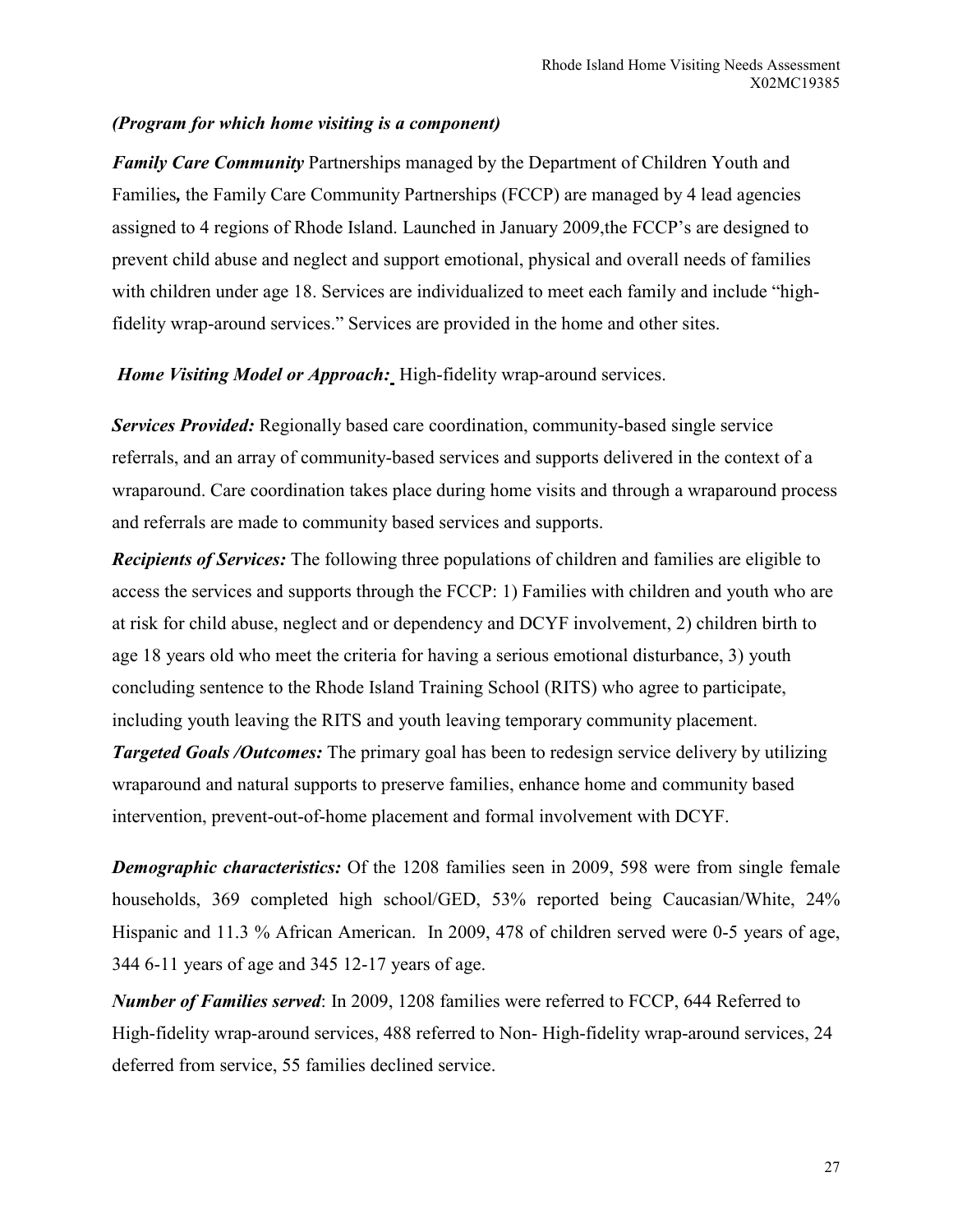***(Program for which home visiting is a component)***

***Family Care Community*** Partnerships managed by the Department of Children Youth and Families***,*** the Family Care Community Partnerships (FCCP) are managed by 4 lead agencies assigned to 4 regions of Rhode Island. Launched in January 2009,the FCCP's are designed to prevent child abuse and neglect and support emotional, physical and overall needs of families with children under age 18. Services are individualized to meet each family and include "high-fidelity wrap-around services." Services are provided in the home and other sites.

***Home Visiting Model or Approach:*** High-fidelity wrap-around services.

***Services Provided:*** Regionally based care coordination, community-based single service referrals, and an array of community-based services and supports delivered in the context of a wraparound. Care coordination takes place during home visits and through a wraparound process and referrals are made to community based services and supports.

***Recipients of Services:*** The following three populations of children and families are eligible to access the services and supports through the FCCP: 1) Families with children and youth who are at risk for child abuse, neglect and or dependency and DCYF involvement, 2) children birth to age 18 years old who meet the criteria for having a serious emotional disturbance, 3) youth concluding sentence to the Rhode Island Training School (RITS) who agree to participate, including youth leaving the RITS and youth leaving temporary community placement.

***Targeted Goals /Outcomes:*** The primary goal has been to redesign service delivery by utilizing wraparound and natural supports to preserve families, enhance home and community based intervention, prevent-out-of-home placement and formal involvement with DCYF.

***Demographic characteristics:*** Of the 1208 families seen in 2009, 598 were from single female households, 369 completed high school/GED, 53% reported being Caucasian/White, 24% Hispanic and 11.3 % African American. In 2009, 478 of children served were 0-5 years of age, 344 6-11 years of age and 345 12-17 years of age.

***Number of Families served***: In 2009, 1208 families were referred to FCCP, 644 Referred to High-fidelity wrap-around services, 488 referred to Non- High-fidelity wrap-around services, 24 deferred from service, 55 families declined service.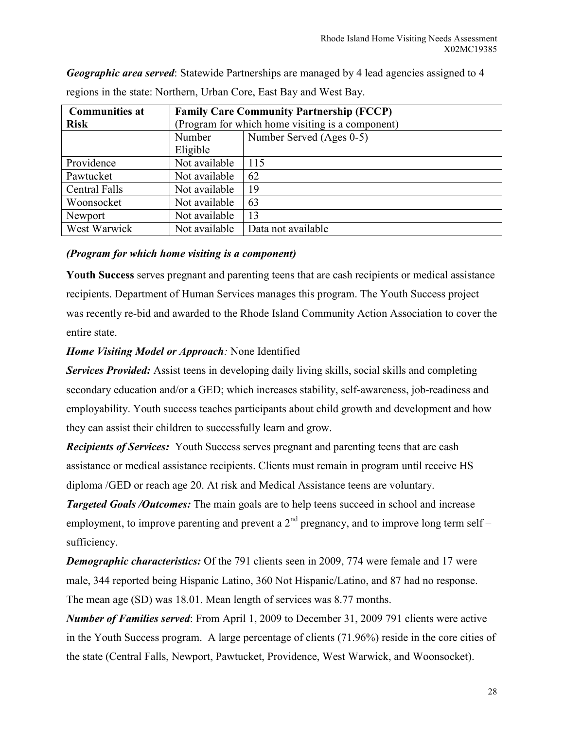***Geographic area served***: Statewide Partnerships are managed by 4 lead agencies assigned to 4 regions in the state: Northern, Urban Core, East Bay and West Bay.

| **Communities at Risk** | **Family Care Community Partnership (FCCP)** (Program for which home visiting is a component) | |
|---|---|---|
| | Number Eligible | Number Served (Ages 0-5) |
| Providence | Not available | 115 |
| Pawtucket | Not available | 62 |
| Central Falls | Not available | 19 |
| Woonsocket | Not available | 63 |
| Newport | Not available | 13 |
| West Warwick | Not available | Data not available |

***(Program for which home visiting is a component)***

**Youth Success** serves pregnant and parenting teens that are cash recipients or medical assistance recipients. Department of Human Services manages this program. The Youth Success project was recently re-bid and awarded to the Rhode Island Community Action Association to cover the entire state.

***Home Visiting Model or Approach**:* None Identified

***Services Provided:*** Assist teens in developing daily living skills, social skills and completing secondary education and/or a GED; which increases stability, self-awareness, job-readiness and employability. Youth success teaches participants about child growth and development and how they can assist their children to successfully learn and grow.

***Recipients of Services:*** Youth Success serves pregnant and parenting teens that are cash assistance or medical assistance recipients. Clients must remain in program until receive HS diploma /GED or reach age 20. At risk and Medical Assistance teens are voluntary.

***Targeted Goals /Outcomes:*** The main goals are to help teens succeed in school and increase employment, to improve parenting and prevent a 2nd pregnancy, and to improve long term self – sufficiency.

***Demographic characteristics:*** Of the 791 clients seen in 2009, 774 were female and 17 were male, 344 reported being Hispanic Latino, 360 Not Hispanic/Latino, and 87 had no response. The mean age (SD) was 18.01. Mean length of services was 8.77 months.

***Number of Families served***: From April 1, 2009 to December 31, 2009 791 clients were active in the Youth Success program. A large percentage of clients (71.96%) reside in the core cities of the state (Central Falls, Newport, Pawtucket, Providence, West Warwick, and Woonsocket).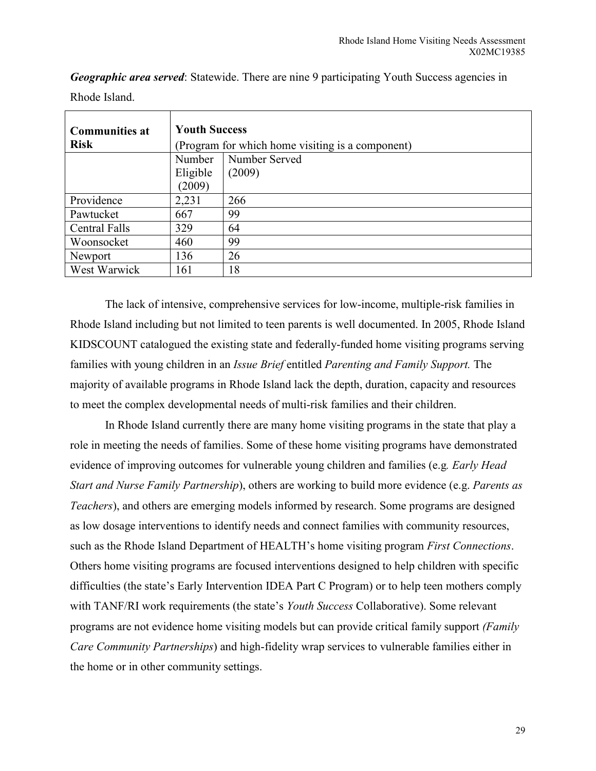***Geographic area served***: Statewide. There are nine 9 participating Youth Success agencies in Rhode Island.

| **Communities at Risk** | **Youth Success** (Program for which home visiting is a component) | |
|---|---|---|
| | Number Eligible (2009) | Number Served (2009) |
| Providence | 2,231 | 266 |
| Pawtucket | 667 | 99 |
| Central Falls | 329 | 64 |
| Woonsocket | 460 | 99 |
| Newport | 136 | 26 |
| West Warwick | 161 | 18 |

The lack of intensive, comprehensive services for low-income, multiple-risk families in Rhode Island including but not limited to teen parents is well documented. In 2005, Rhode Island KIDSCOUNT catalogued the existing state and federally-funded home visiting programs serving families with young children in an *Issue Brief* entitled *Parenting and Family Support.* The majority of available programs in Rhode Island lack the depth, duration, capacity and resources to meet the complex developmental needs of multi-risk families and their children.

In Rhode Island currently there are many home visiting programs in the state that play a role in meeting the needs of families. Some of these home visiting programs have demonstrated evidence of improving outcomes for vulnerable young children and families (e.g. *Early Head Start and Nurse Family Partnership*), others are working to build more evidence (e.g. *Parents as Teachers*), and others are emerging models informed by research. Some programs are designed as low dosage interventions to identify needs and connect families with community resources, such as the Rhode Island Department of HEALTH's home visiting program *First Connections*. Others home visiting programs are focused interventions designed to help children with specific difficulties (the state's Early Intervention IDEA Part C Program) or to help teen mothers comply with TANF/RI work requirements (the state's *Youth Success* Collaborative). Some relevant programs are not evidence home visiting models but can provide critical family support *(Family Care Community Partnerships*) and high-fidelity wrap services to vulnerable families either in the home or in other community settings.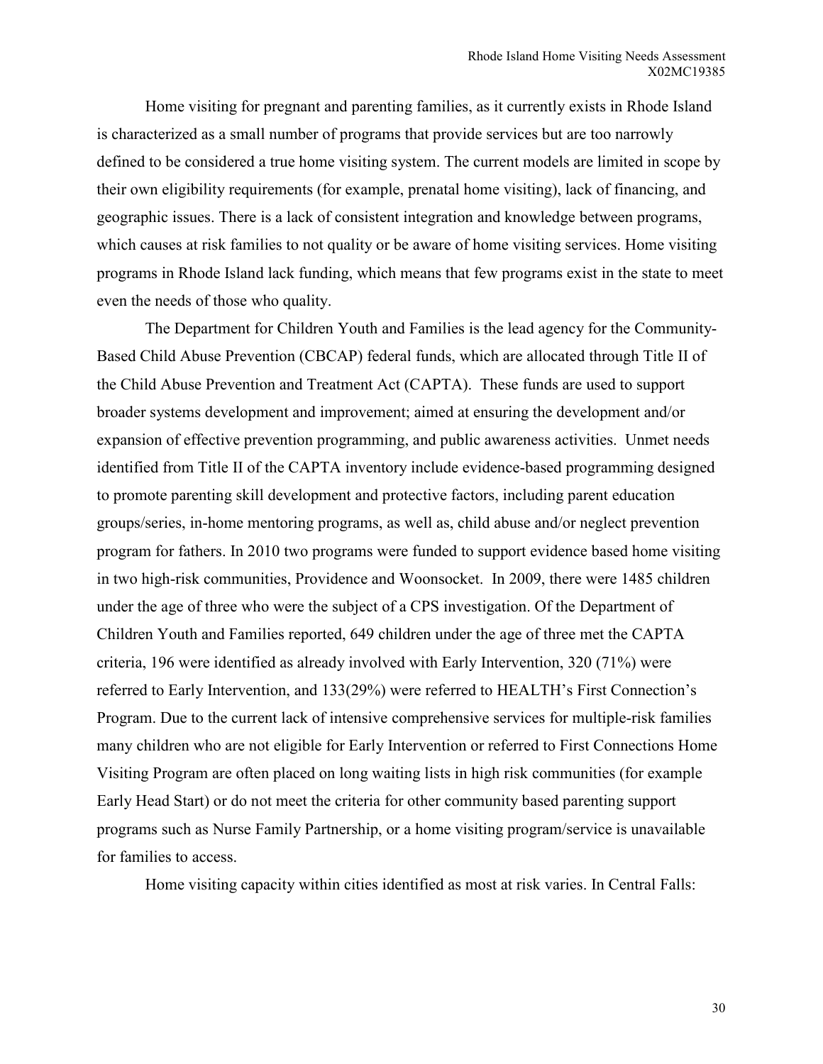Home visiting for pregnant and parenting families, as it currently exists in Rhode Island is characterized as a small number of programs that provide services but are too narrowly defined to be considered a true home visiting system. The current models are limited in scope by their own eligibility requirements (for example, prenatal home visiting), lack of financing, and geographic issues. There is a lack of consistent integration and knowledge between programs, which causes at risk families to not quality or be aware of home visiting services. Home visiting programs in Rhode Island lack funding, which means that few programs exist in the state to meet even the needs of those who quality.

The Department for Children Youth and Families is the lead agency for the Community-Based Child Abuse Prevention (CBCAP) federal funds, which are allocated through Title II of the Child Abuse Prevention and Treatment Act (CAPTA). These funds are used to support broader systems development and improvement; aimed at ensuring the development and/or expansion of effective prevention programming, and public awareness activities. Unmet needs identified from Title II of the CAPTA inventory include evidence-based programming designed to promote parenting skill development and protective factors, including parent education groups/series, in-home mentoring programs, as well as, child abuse and/or neglect prevention program for fathers. In 2010 two programs were funded to support evidence based home visiting in two high-risk communities, Providence and Woonsocket. In 2009, there were 1485 children under the age of three who were the subject of a CPS investigation. Of the Department of Children Youth and Families reported, 649 children under the age of three met the CAPTA criteria, 196 were identified as already involved with Early Intervention, 320 (71%) were referred to Early Intervention, and 133(29%) were referred to HEALTH's First Connection's Program. Due to the current lack of intensive comprehensive services for multiple-risk families many children who are not eligible for Early Intervention or referred to First Connections Home Visiting Program are often placed on long waiting lists in high risk communities (for example Early Head Start) or do not meet the criteria for other community based parenting support programs such as Nurse Family Partnership, or a home visiting program/service is unavailable for families to access.

Home visiting capacity within cities identified as most at risk varies. In Central Falls: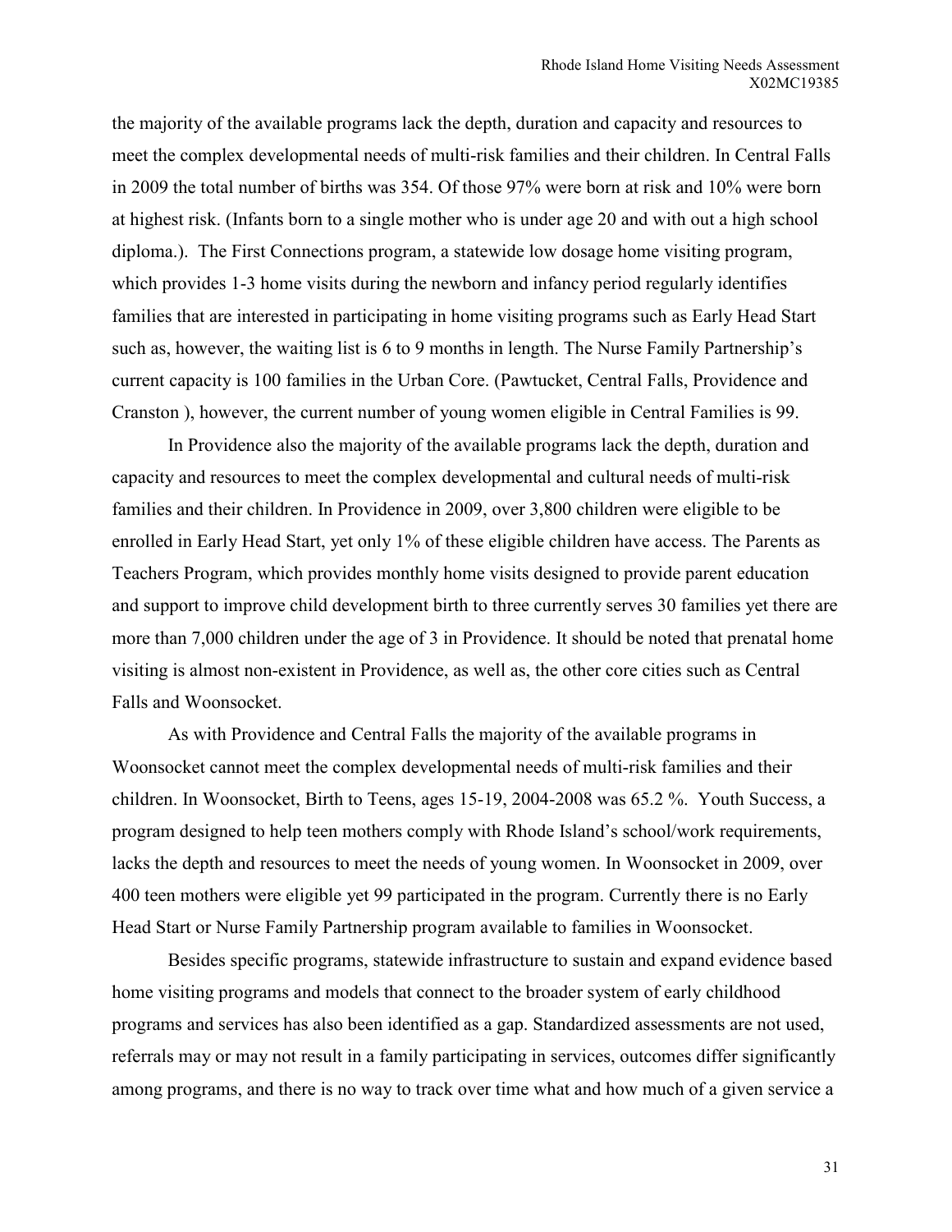the majority of the available programs lack the depth, duration and capacity and resources to meet the complex developmental needs of multi-risk families and their children. In Central Falls in 2009 the total number of births was 354. Of those 97% were born at risk and 10% were born at highest risk. (Infants born to a single mother who is under age 20 and with out a high school diploma.). The First Connections program, a statewide low dosage home visiting program, which provides 1-3 home visits during the newborn and infancy period regularly identifies families that are interested in participating in home visiting programs such as Early Head Start such as, however, the waiting list is 6 to 9 months in length. The Nurse Family Partnership's current capacity is 100 families in the Urban Core. (Pawtucket, Central Falls, Providence and Cranston ), however, the current number of young women eligible in Central Families is 99.

In Providence also the majority of the available programs lack the depth, duration and capacity and resources to meet the complex developmental and cultural needs of multi-risk families and their children. In Providence in 2009, over 3,800 children were eligible to be enrolled in Early Head Start, yet only 1% of these eligible children have access. The Parents as Teachers Program, which provides monthly home visits designed to provide parent education and support to improve child development birth to three currently serves 30 families yet there are more than 7,000 children under the age of 3 in Providence. It should be noted that prenatal home visiting is almost non-existent in Providence, as well as, the other core cities such as Central Falls and Woonsocket.

As with Providence and Central Falls the majority of the available programs in Woonsocket cannot meet the complex developmental needs of multi-risk families and their children. In Woonsocket, Birth to Teens, ages 15-19, 2004-2008 was 65.2 %. Youth Success, a program designed to help teen mothers comply with Rhode Island's school/work requirements, lacks the depth and resources to meet the needs of young women. In Woonsocket in 2009, over 400 teen mothers were eligible yet 99 participated in the program. Currently there is no Early Head Start or Nurse Family Partnership program available to families in Woonsocket.

Besides specific programs, statewide infrastructure to sustain and expand evidence based home visiting programs and models that connect to the broader system of early childhood programs and services has also been identified as a gap. Standardized assessments are not used, referrals may or may not result in a family participating in services, outcomes differ significantly among programs, and there is no way to track over time what and how much of a given service a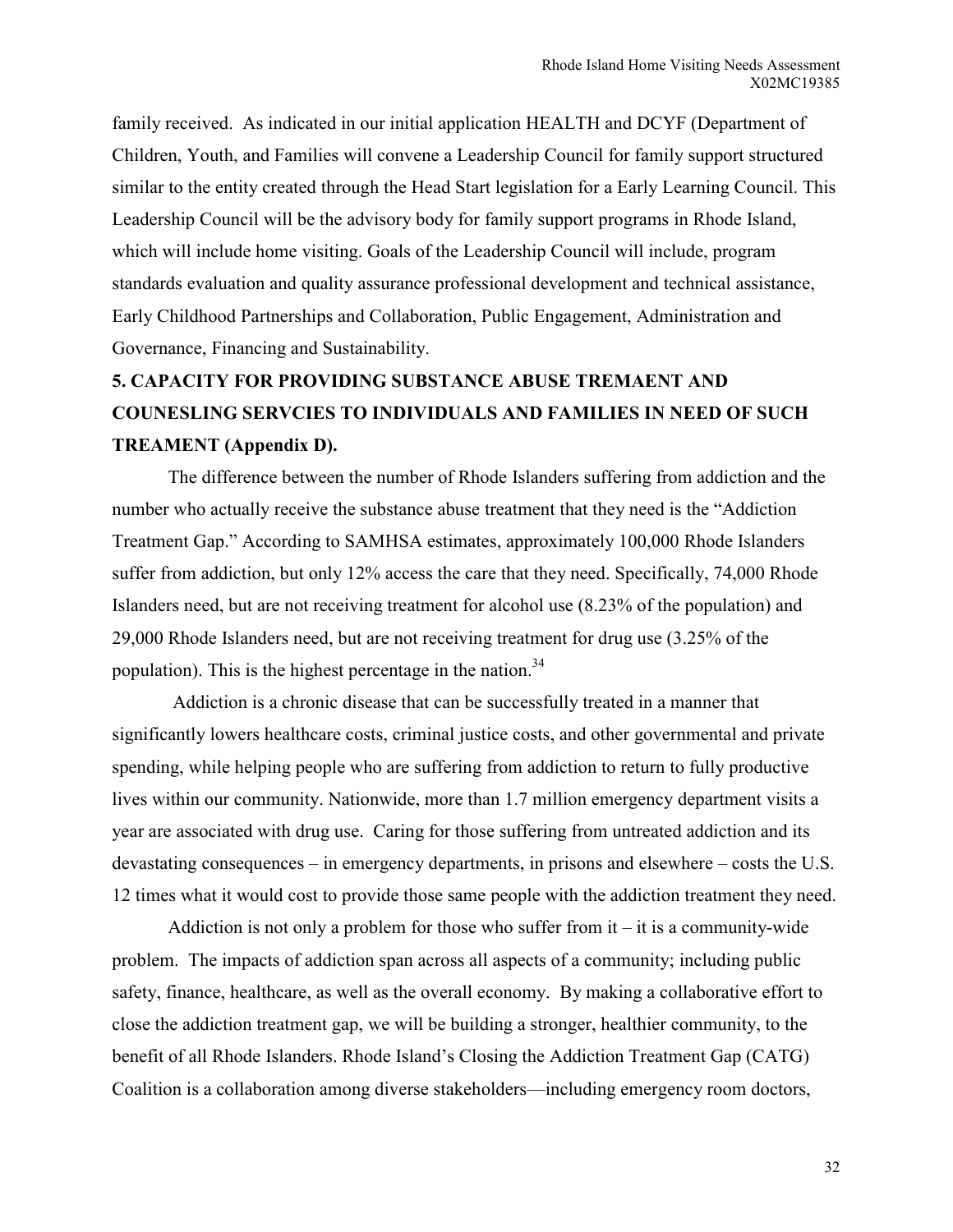family received. As indicated in our initial application HEALTH and DCYF (Department of Children, Youth, and Families will convene a Leadership Council for family support structured similar to the entity created through the Head Start legislation for a Early Learning Council. This Leadership Council will be the advisory body for family support programs in Rhode Island, which will include home visiting. Goals of the Leadership Council will include, program standards evaluation and quality assurance professional development and technical assistance, Early Childhood Partnerships and Collaboration, Public Engagement, Administration and Governance, Financing and Sustainability.

**5. CAPACITY FOR PROVIDING SUBSTANCE ABUSE TREMAENT AND COUNESLING SERVCIES TO INDIVIDUALS AND FAMILIES IN NEED OF SUCH TREAMENT (Appendix D).**

The difference between the number of Rhode Islanders suffering from addiction and the number who actually receive the substance abuse treatment that they need is the “Addiction Treatment Gap.” According to SAMHSA estimates, approximately 100,000 Rhode Islanders suffer from addiction, but only 12% access the care that they need. Specifically, 74,000 Rhode Islanders need, but are not receiving treatment for alcohol use (8.23% of the population) and 29,000 Rhode Islanders need, but are not receiving treatment for drug use (3.25% of the population). This is the highest percentage in the nation.[34]

Addiction is a chronic disease that can be successfully treated in a manner that significantly lowers healthcare costs, criminal justice costs, and other governmental and private spending, while helping people who are suffering from addiction to return to fully productive lives within our community. Nationwide, more than 1.7 million emergency department visits a year are associated with drug use. Caring for those suffering from untreated addiction and its devastating consequences – in emergency departments, in prisons and elsewhere – costs the U.S. 12 times what it would cost to provide those same people with the addiction treatment they need.

Addiction is not only a problem for those who suffer from it – it is a community-wide problem. The impacts of addiction span across all aspects of a community; including public safety, finance, healthcare, as well as the overall economy. By making a collaborative effort to close the addiction treatment gap, we will be building a stronger, healthier community, to the benefit of all Rhode Islanders. Rhode Island’s Closing the Addiction Treatment Gap (CATG) Coalition is a collaboration among diverse stakeholders—including emergency room doctors,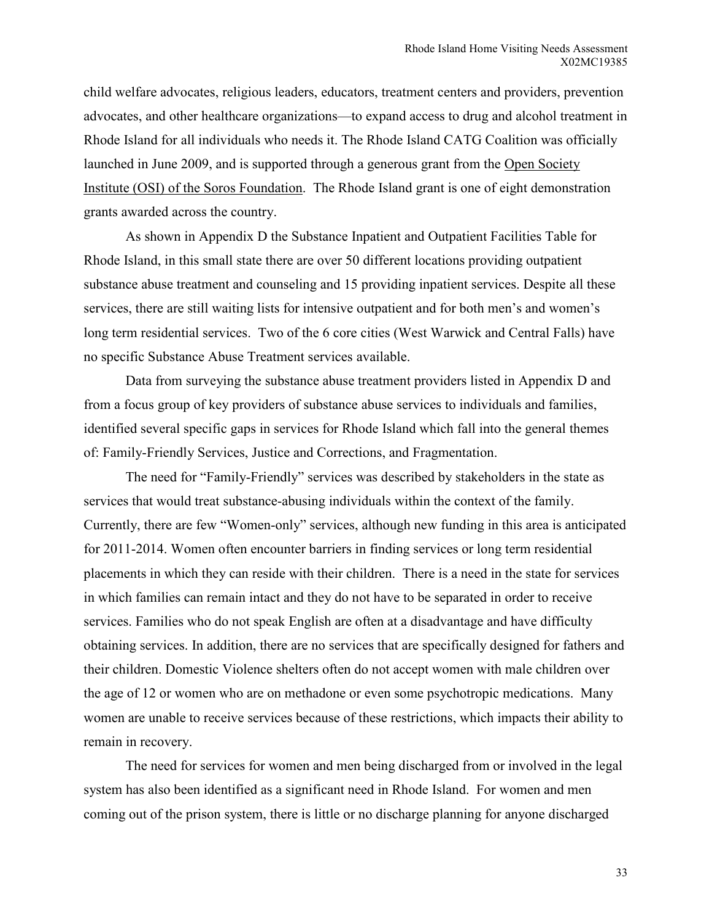child welfare advocates, religious leaders, educators, treatment centers and providers, prevention advocates, and other healthcare organizations—to expand access to drug and alcohol treatment in Rhode Island for all individuals who needs it. The Rhode Island CATG Coalition was officially launched in June 2009, and is supported through a generous grant from the Open Society Institute (OSI) of the Soros Foundation. The Rhode Island grant is one of eight demonstration grants awarded across the country.

As shown in Appendix D the Substance Inpatient and Outpatient Facilities Table for Rhode Island, in this small state there are over 50 different locations providing outpatient substance abuse treatment and counseling and 15 providing inpatient services. Despite all these services, there are still waiting lists for intensive outpatient and for both men's and women's long term residential services. Two of the 6 core cities (West Warwick and Central Falls) have no specific Substance Abuse Treatment services available.

Data from surveying the substance abuse treatment providers listed in Appendix D and from a focus group of key providers of substance abuse services to individuals and families, identified several specific gaps in services for Rhode Island which fall into the general themes of: Family-Friendly Services, Justice and Corrections, and Fragmentation.

The need for "Family-Friendly" services was described by stakeholders in the state as services that would treat substance-abusing individuals within the context of the family. Currently, there are few "Women-only" services, although new funding in this area is anticipated for 2011-2014. Women often encounter barriers in finding services or long term residential placements in which they can reside with their children. There is a need in the state for services in which families can remain intact and they do not have to be separated in order to receive services. Families who do not speak English are often at a disadvantage and have difficulty obtaining services. In addition, there are no services that are specifically designed for fathers and their children. Domestic Violence shelters often do not accept women with male children over the age of 12 or women who are on methadone or even some psychotropic medications. Many women are unable to receive services because of these restrictions, which impacts their ability to remain in recovery.

The need for services for women and men being discharged from or involved in the legal system has also been identified as a significant need in Rhode Island. For women and men coming out of the prison system, there is little or no discharge planning for anyone discharged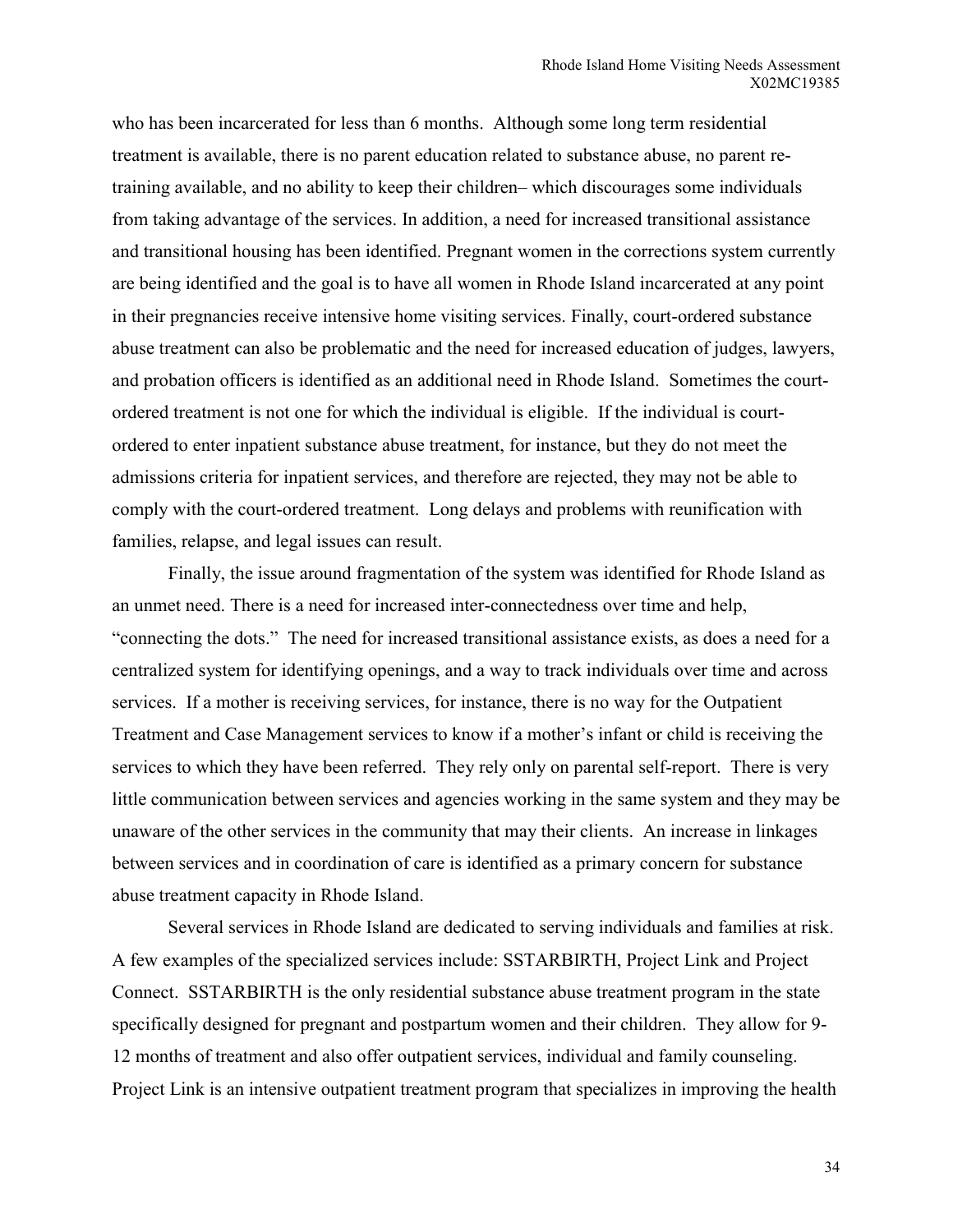who has been incarcerated for less than 6 months. Although some long term residential treatment is available, there is no parent education related to substance abuse, no parent re-training available, and no ability to keep their children– which discourages some individuals from taking advantage of the services. In addition, a need for increased transitional assistance and transitional housing has been identified. Pregnant women in the corrections system currently are being identified and the goal is to have all women in Rhode Island incarcerated at any point in their pregnancies receive intensive home visiting services. Finally, court-ordered substance abuse treatment can also be problematic and the need for increased education of judges, lawyers, and probation officers is identified as an additional need in Rhode Island. Sometimes the court-ordered treatment is not one for which the individual is eligible. If the individual is court-ordered to enter inpatient substance abuse treatment, for instance, but they do not meet the admissions criteria for inpatient services, and therefore are rejected, they may not be able to comply with the court-ordered treatment. Long delays and problems with reunification with families, relapse, and legal issues can result.

Finally, the issue around fragmentation of the system was identified for Rhode Island as an unmet need. There is a need for increased inter-connectedness over time and help, "connecting the dots." The need for increased transitional assistance exists, as does a need for a centralized system for identifying openings, and a way to track individuals over time and across services. If a mother is receiving services, for instance, there is no way for the Outpatient Treatment and Case Management services to know if a mother's infant or child is receiving the services to which they have been referred. They rely only on parental self-report. There is very little communication between services and agencies working in the same system and they may be unaware of the other services in the community that may their clients. An increase in linkages between services and in coordination of care is identified as a primary concern for substance abuse treatment capacity in Rhode Island.

Several services in Rhode Island are dedicated to serving individuals and families at risk. A few examples of the specialized services include: SSTARBIRTH, Project Link and Project Connect. SSTARBIRTH is the only residential substance abuse treatment program in the state specifically designed for pregnant and postpartum women and their children. They allow for 9-12 months of treatment and also offer outpatient services, individual and family counseling. Project Link is an intensive outpatient treatment program that specializes in improving the health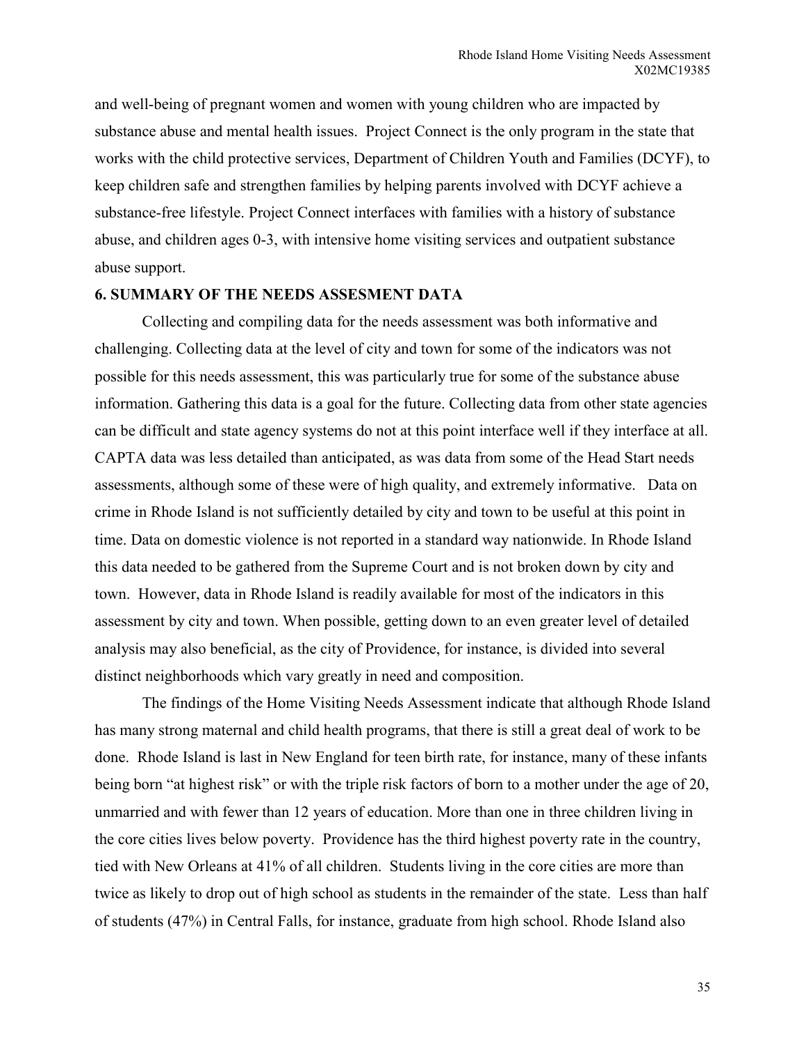and well-being of pregnant women and women with young children who are impacted by substance abuse and mental health issues. Project Connect is the only program in the state that works with the child protective services, Department of Children Youth and Families (DCYF), to keep children safe and strengthen families by helping parents involved with DCYF achieve a substance-free lifestyle. Project Connect interfaces with families with a history of substance abuse, and children ages 0-3, with intensive home visiting services and outpatient substance abuse support.

## 6. SUMMARY OF THE NEEDS ASSESMENT DATA

Collecting and compiling data for the needs assessment was both informative and challenging. Collecting data at the level of city and town for some of the indicators was not possible for this needs assessment, this was particularly true for some of the substance abuse information. Gathering this data is a goal for the future. Collecting data from other state agencies can be difficult and state agency systems do not at this point interface well if they interface at all. CAPTA data was less detailed than anticipated, as was data from some of the Head Start needs assessments, although some of these were of high quality, and extremely informative. Data on crime in Rhode Island is not sufficiently detailed by city and town to be useful at this point in time. Data on domestic violence is not reported in a standard way nationwide. In Rhode Island this data needed to be gathered from the Supreme Court and is not broken down by city and town. However, data in Rhode Island is readily available for most of the indicators in this assessment by city and town. When possible, getting down to an even greater level of detailed analysis may also beneficial, as the city of Providence, for instance, is divided into several distinct neighborhoods which vary greatly in need and composition.

The findings of the Home Visiting Needs Assessment indicate that although Rhode Island has many strong maternal and child health programs, that there is still a great deal of work to be done. Rhode Island is last in New England for teen birth rate, for instance, many of these infants being born "at highest risk" or with the triple risk factors of born to a mother under the age of 20, unmarried and with fewer than 12 years of education. More than one in three children living in the core cities lives below poverty. Providence has the third highest poverty rate in the country, tied with New Orleans at 41% of all children. Students living in the core cities are more than twice as likely to drop out of high school as students in the remainder of the state. Less than half of students (47%) in Central Falls, for instance, graduate from high school. Rhode Island also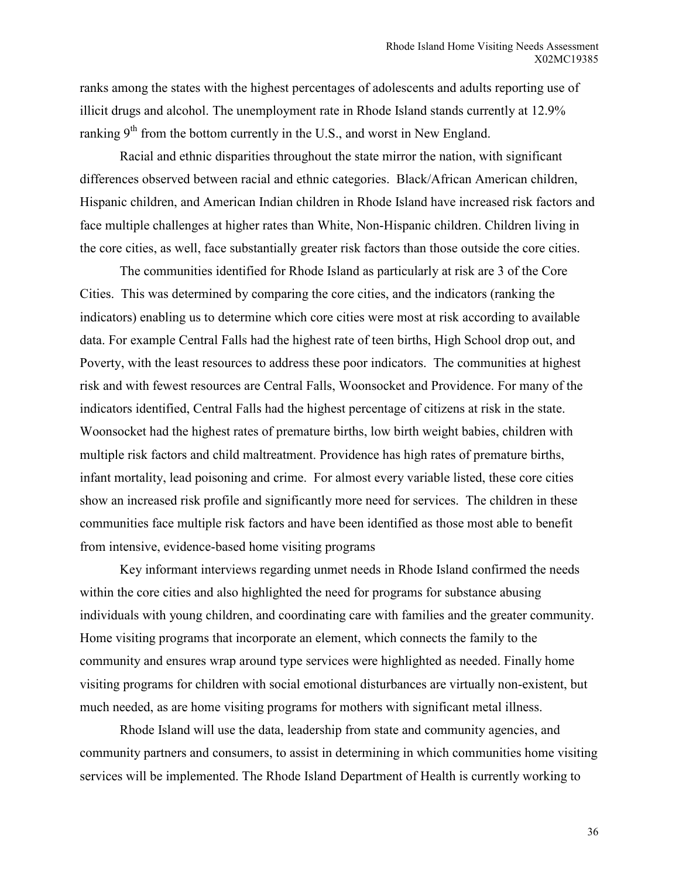ranks among the states with the highest percentages of adolescents and adults reporting use of illicit drugs and alcohol. The unemployment rate in Rhode Island stands currently at 12.9% ranking 9th from the bottom currently in the U.S., and worst in New England.

Racial and ethnic disparities throughout the state mirror the nation, with significant differences observed between racial and ethnic categories. Black/African American children, Hispanic children, and American Indian children in Rhode Island have increased risk factors and face multiple challenges at higher rates than White, Non-Hispanic children. Children living in the core cities, as well, face substantially greater risk factors than those outside the core cities.

The communities identified for Rhode Island as particularly at risk are 3 of the Core Cities. This was determined by comparing the core cities, and the indicators (ranking the indicators) enabling us to determine which core cities were most at risk according to available data. For example Central Falls had the highest rate of teen births, High School drop out, and Poverty, with the least resources to address these poor indicators. The communities at highest risk and with fewest resources are Central Falls, Woonsocket and Providence. For many of the indicators identified, Central Falls had the highest percentage of citizens at risk in the state. Woonsocket had the highest rates of premature births, low birth weight babies, children with multiple risk factors and child maltreatment. Providence has high rates of premature births, infant mortality, lead poisoning and crime. For almost every variable listed, these core cities show an increased risk profile and significantly more need for services. The children in these communities face multiple risk factors and have been identified as those most able to benefit from intensive, evidence-based home visiting programs

Key informant interviews regarding unmet needs in Rhode Island confirmed the needs within the core cities and also highlighted the need for programs for substance abusing individuals with young children, and coordinating care with families and the greater community. Home visiting programs that incorporate an element, which connects the family to the community and ensures wrap around type services were highlighted as needed. Finally home visiting programs for children with social emotional disturbances are virtually non-existent, but much needed, as are home visiting programs for mothers with significant metal illness.

Rhode Island will use the data, leadership from state and community agencies, and community partners and consumers, to assist in determining in which communities home visiting services will be implemented. The Rhode Island Department of Health is currently working to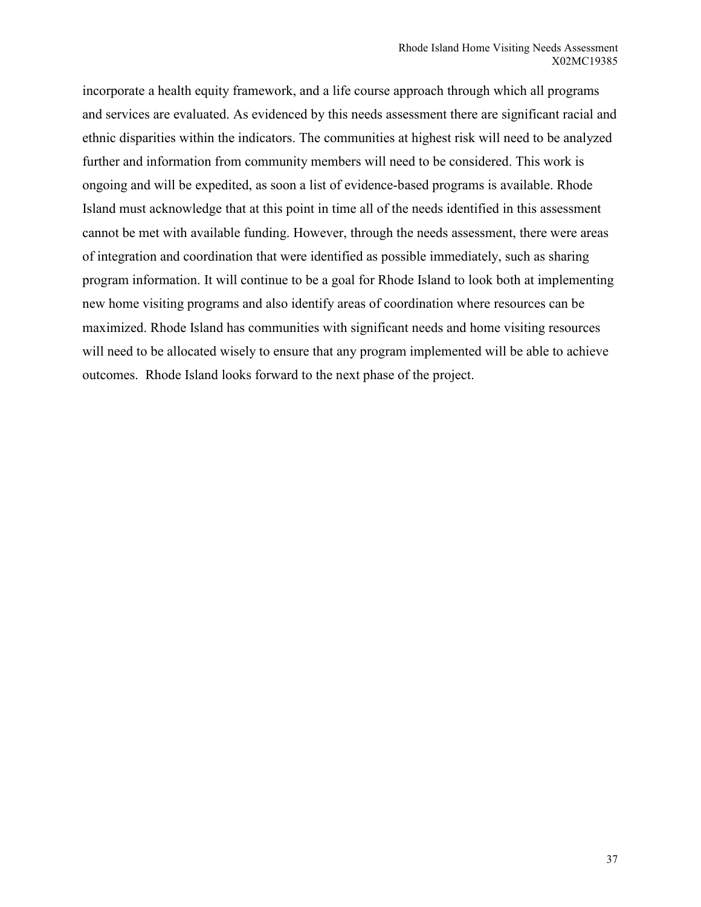incorporate a health equity framework, and a life course approach through which all programs and services are evaluated. As evidenced by this needs assessment there are significant racial and ethnic disparities within the indicators. The communities at highest risk will need to be analyzed further and information from community members will need to be considered. This work is ongoing and will be expedited, as soon a list of evidence-based programs is available. Rhode Island must acknowledge that at this point in time all of the needs identified in this assessment cannot be met with available funding. However, through the needs assessment, there were areas of integration and coordination that were identified as possible immediately, such as sharing program information. It will continue to be a goal for Rhode Island to look both at implementing new home visiting programs and also identify areas of coordination where resources can be maximized. Rhode Island has communities with significant needs and home visiting resources will need to be allocated wisely to ensure that any program implemented will be able to achieve outcomes. Rhode Island looks forward to the next phase of the project.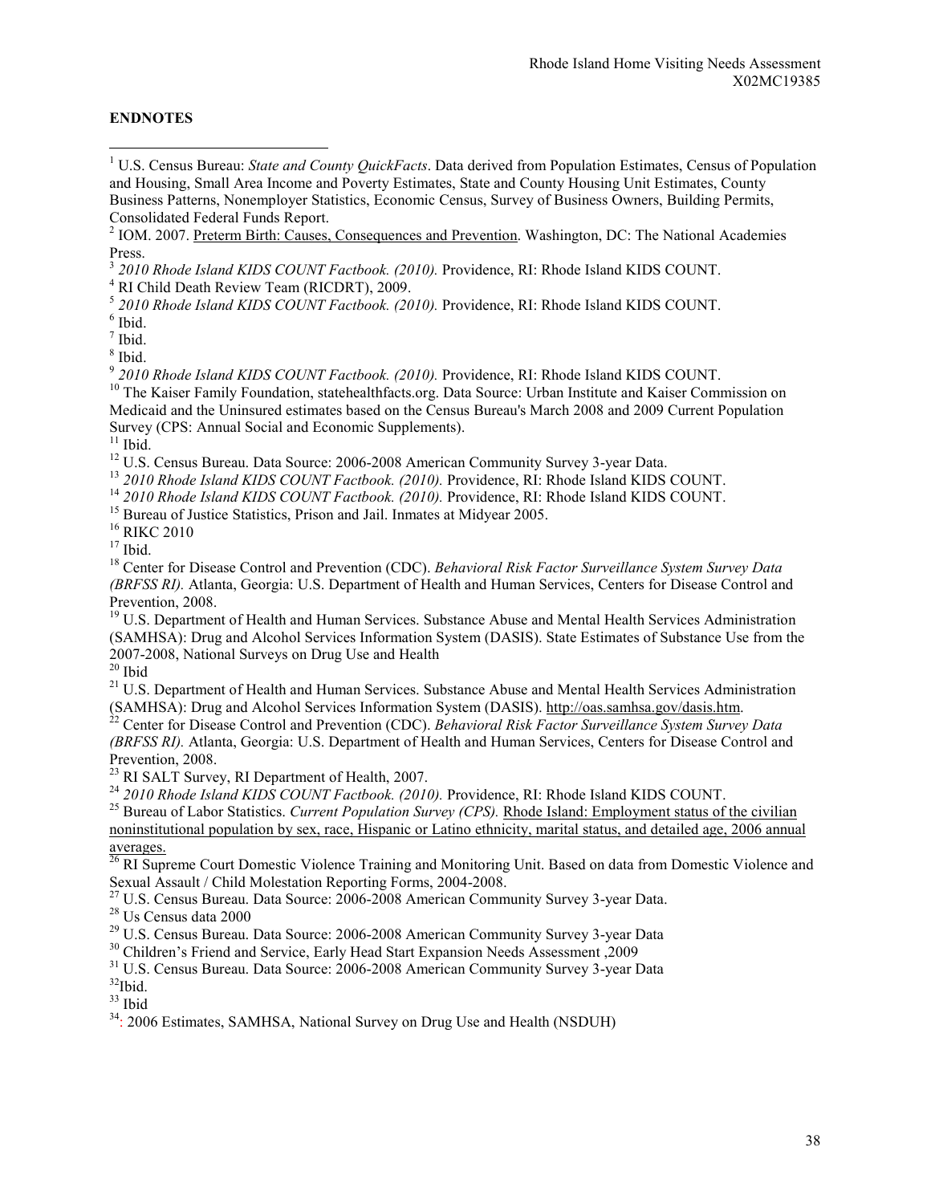**ENDNOTES**

[1] U.S. Census Bureau: *State and County QuickFacts*. Data derived from Population Estimates, Census of Population and Housing, Small Area Income and Poverty Estimates, State and County Housing Unit Estimates, County Business Patterns, Nonemployer Statistics, Economic Census, Survey of Business Owners, Building Permits, Consolidated Federal Funds Report.

[2] IOM. 2007. Preterm Birth: Causes, Consequences and Prevention. Washington, DC: The National Academies Press.

[3] *2010 Rhode Island KIDS COUNT Factbook. (2010).* Providence, RI: Rhode Island KIDS COUNT.

[4] RI Child Death Review Team (RICDRT), 2009.

[5] *2010 Rhode Island KIDS COUNT Factbook. (2010).* Providence, RI: Rhode Island KIDS COUNT.

[6] Ibid.

[7] Ibid.

[8] Ibid.

[9] *2010 Rhode Island KIDS COUNT Factbook. (2010).* Providence, RI: Rhode Island KIDS COUNT.

[10] The Kaiser Family Foundation, statehealthfacts.org. Data Source: Urban Institute and Kaiser Commission on Medicaid and the Uninsured estimates based on the Census Bureau's March 2008 and 2009 Current Population Survey (CPS: Annual Social and Economic Supplements).

[11] Ibid.

[12] U.S. Census Bureau. Data Source: 2006-2008 American Community Survey 3-year Data.

[13] *2010 Rhode Island KIDS COUNT Factbook. (2010).* Providence, RI: Rhode Island KIDS COUNT.

[14] *2010 Rhode Island KIDS COUNT Factbook. (2010).* Providence, RI: Rhode Island KIDS COUNT.

[15] Bureau of Justice Statistics, Prison and Jail. Inmates at Midyear 2005.

[16] RIKC 2010

[17] Ibid.

[18] Center for Disease Control and Prevention (CDC). *Behavioral Risk Factor Surveillance System Survey Data (BRFSS RI).* Atlanta, Georgia: U.S. Department of Health and Human Services, Centers for Disease Control and Prevention, 2008.

[19] U.S. Department of Health and Human Services. Substance Abuse and Mental Health Services Administration (SAMHSA): Drug and Alcohol Services Information System (DASIS). State Estimates of Substance Use from the 2007-2008, National Surveys on Drug Use and Health

[20] Ibid

[21] U.S. Department of Health and Human Services. Substance Abuse and Mental Health Services Administration (SAMHSA): Drug and Alcohol Services Information System (DASIS). http://oas.samhsa.gov/dasis.htm.

[22] Center for Disease Control and Prevention (CDC). *Behavioral Risk Factor Surveillance System Survey Data (BRFSS RI).* Atlanta, Georgia: U.S. Department of Health and Human Services, Centers for Disease Control and Prevention, 2008.

[23] RI SALT Survey, RI Department of Health, 2007.

[24] *2010 Rhode Island KIDS COUNT Factbook. (2010).* Providence, RI: Rhode Island KIDS COUNT.

[25] Bureau of Labor Statistics. *Current Population Survey (CPS).* Rhode Island: Employment status of the civilian noninstitutional population by sex, race, Hispanic or Latino ethnicity, marital status, and detailed age, 2006 annual averages.

[26] RI Supreme Court Domestic Violence Training and Monitoring Unit. Based on data from Domestic Violence and Sexual Assault / Child Molestation Reporting Forms, 2004-2008.

[27] U.S. Census Bureau. Data Source: 2006-2008 American Community Survey 3-year Data.

[28] Us Census data 2000

[29] U.S. Census Bureau. Data Source: 2006-2008 American Community Survey 3-year Data

[30] Children's Friend and Service, Early Head Start Expansion Needs Assessment ,2009

[31] U.S. Census Bureau. Data Source: 2006-2008 American Community Survey 3-year Data

[32] Ibid.

[33] Ibid

[34]: 2006 Estimates, SAMHSA, National Survey on Drug Use and Health (NSDUH)